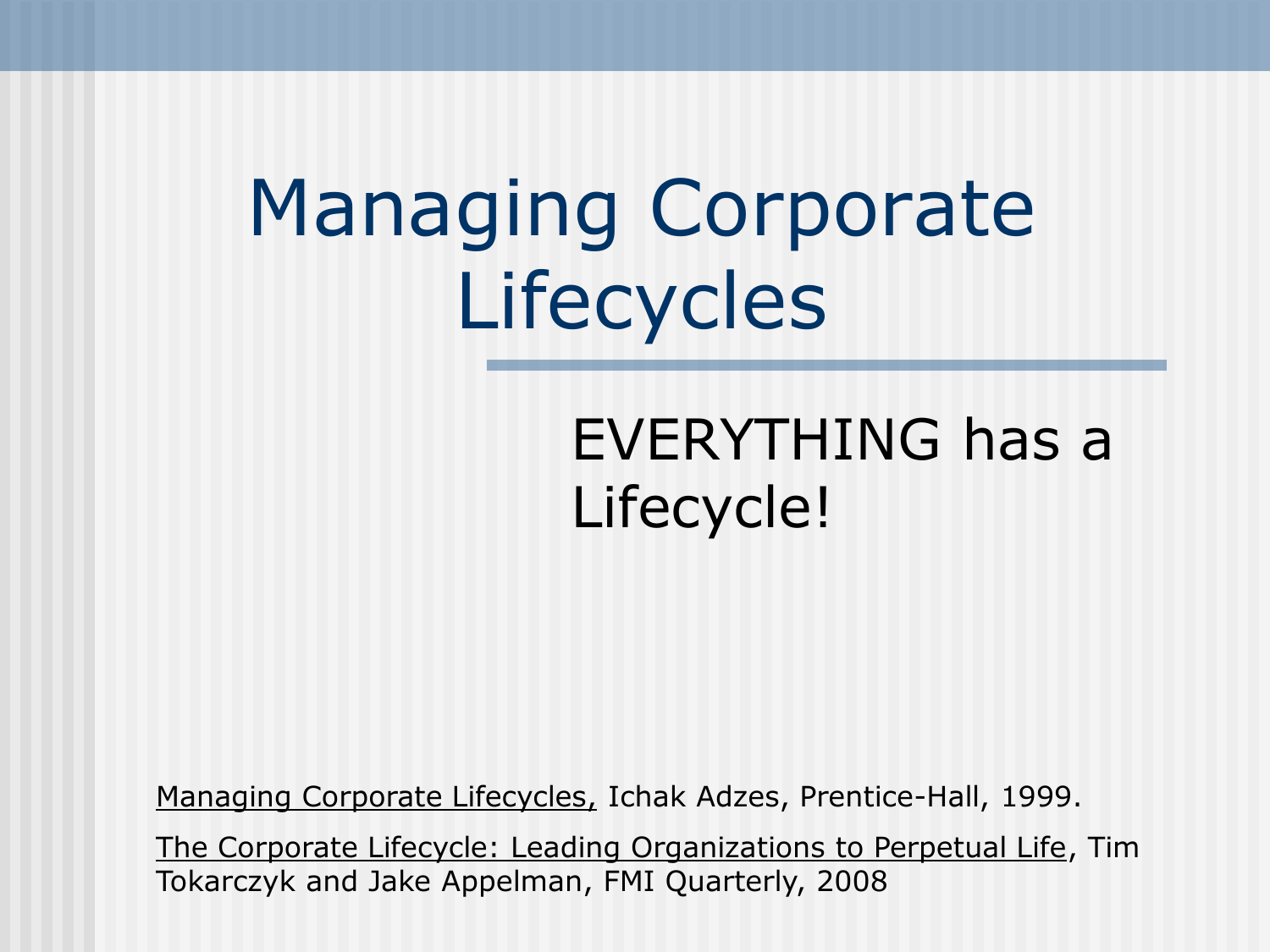# Managing Corporate Lifecycles

EVERYTHING has a Lifecycle!

Managing Corporate Lifecycles, Ichak Adzes, Prentice-Hall, 1999.

The Corporate Lifecycle: Leading Organizations to Perpetual Life, Tim Tokarczyk and Jake Appelman, FMI Quarterly, 2008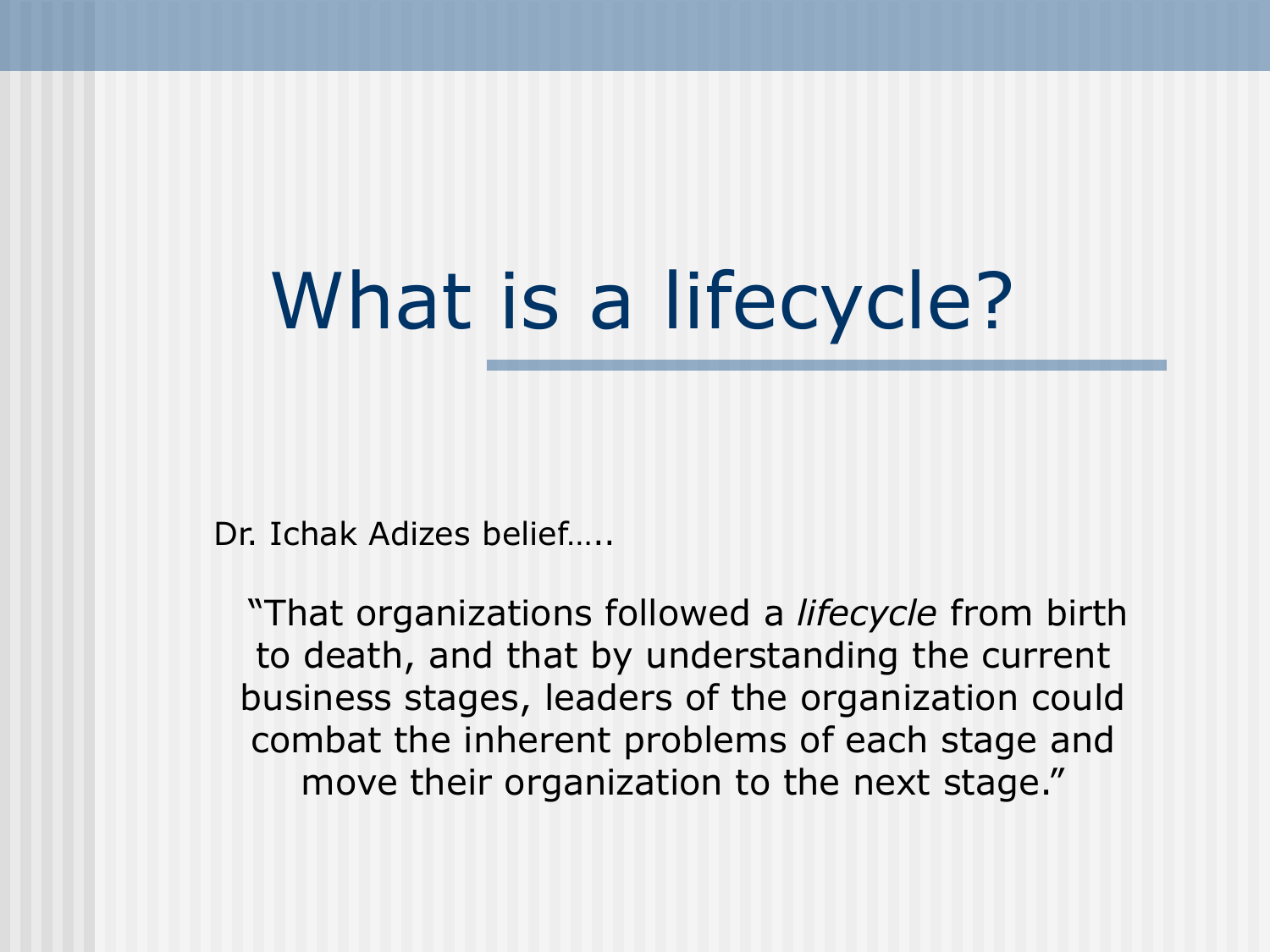# What is a lifecycle?

Dr. Ichak Adizes belief…..

> "That organizations followed a *lifecycle* from birth to death, and that by understanding the current business stages, leaders of the organization could combat the inherent problems of each stage and move their organization to the next stage."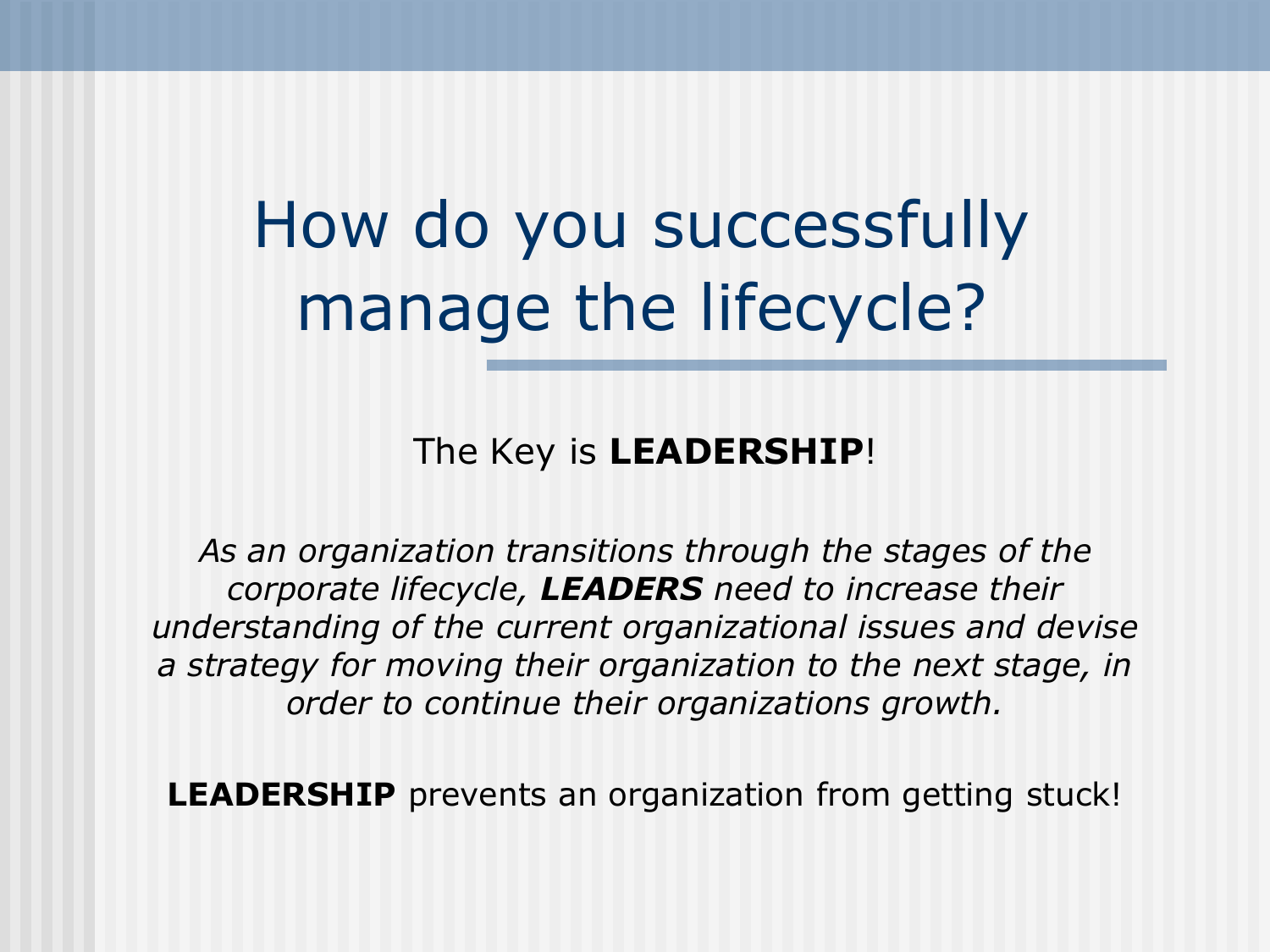# How do you successfully manage the lifecycle?

The Key is **LEADERSHIP**!

*As an organization transitions through the stages of the corporate lifecycle, **LEADERS** need to increase their understanding of the current organizational issues and devise a strategy for moving their organization to the next stage, in order to continue their organizations growth.*

**LEADERSHIP** prevents an organization from getting stuck!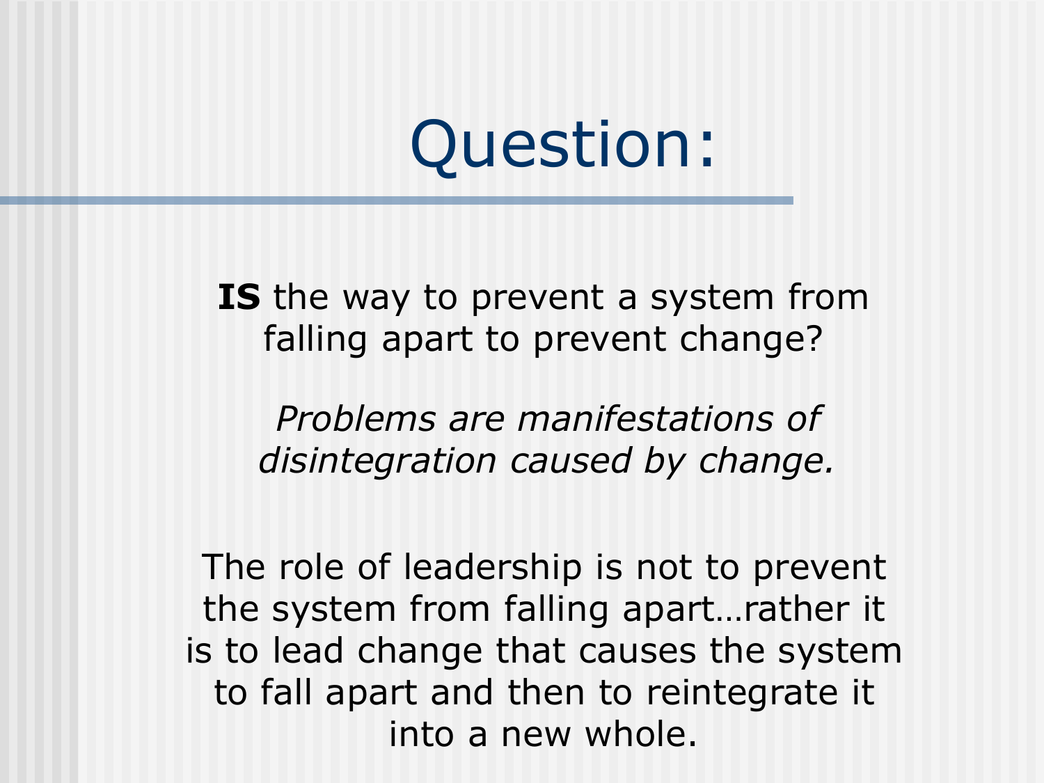# Question:

**IS** the way to prevent a system from falling apart to prevent change?

*Problems are manifestations of disintegration caused by change.*

The role of leadership is not to prevent the system from falling apart…rather it is to lead change that causes the system to fall apart and then to reintegrate it into a new whole.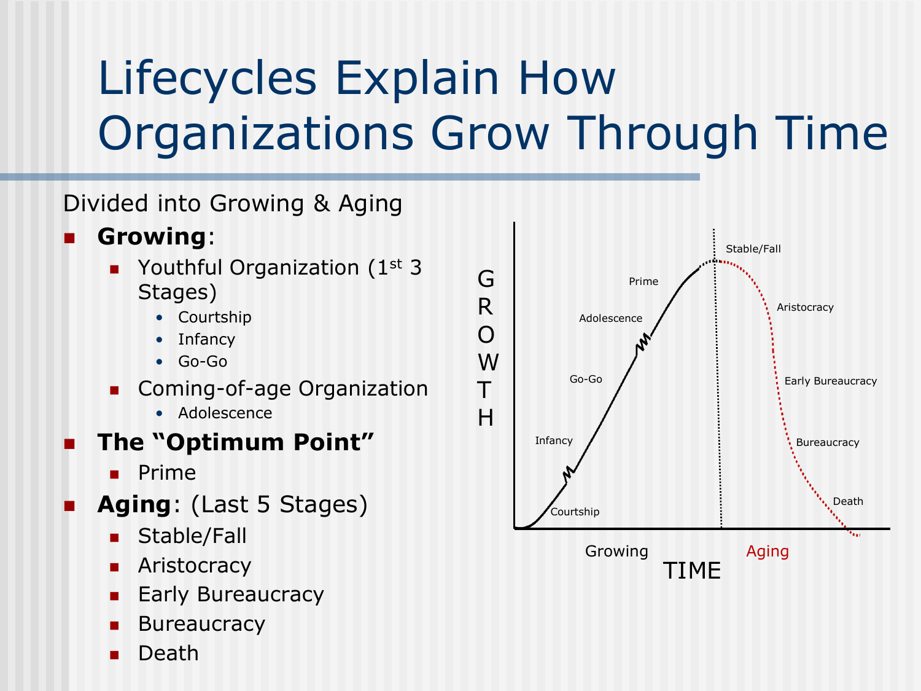# Lifecycles Explain How Organizations Grow Through Time

Divided into Growing & Aging

- **Growing**:
  - Youthful Organization (1st 3 Stages)
    - Courtship
    - Infancy
    - Go-Go
  - Coming-of-age Organization
    - Adolescence
- **The "Optimum Point"**
  - Prime
- **Aging**: (Last 5 Stages)
  - Stable/Fall
  - Aristocracy
  - Early Bureaucracy
  - Bureaucracy
  - Death

GROWTH

Courtship, Infancy, Go-Go, Adolescence, Prime, Stable/Fall, Aristocracy, Early Bureaucracy, Bureaucracy, Death

Growing | Aging

TIME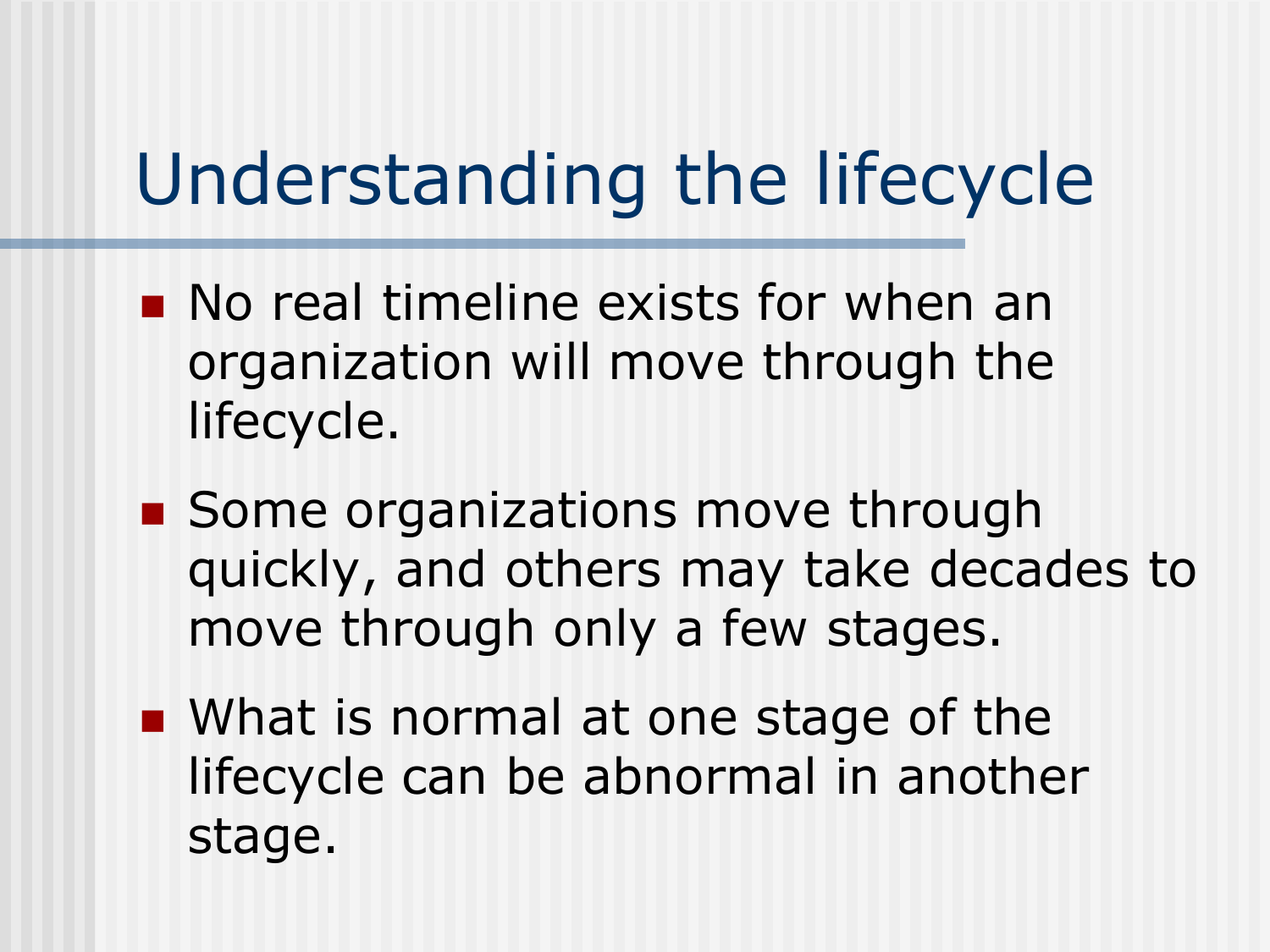# Understanding the lifecycle

- No real timeline exists for when an organization will move through the lifecycle.
- Some organizations move through quickly, and others may take decades to move through only a few stages.
- What is normal at one stage of the lifecycle can be abnormal in another stage.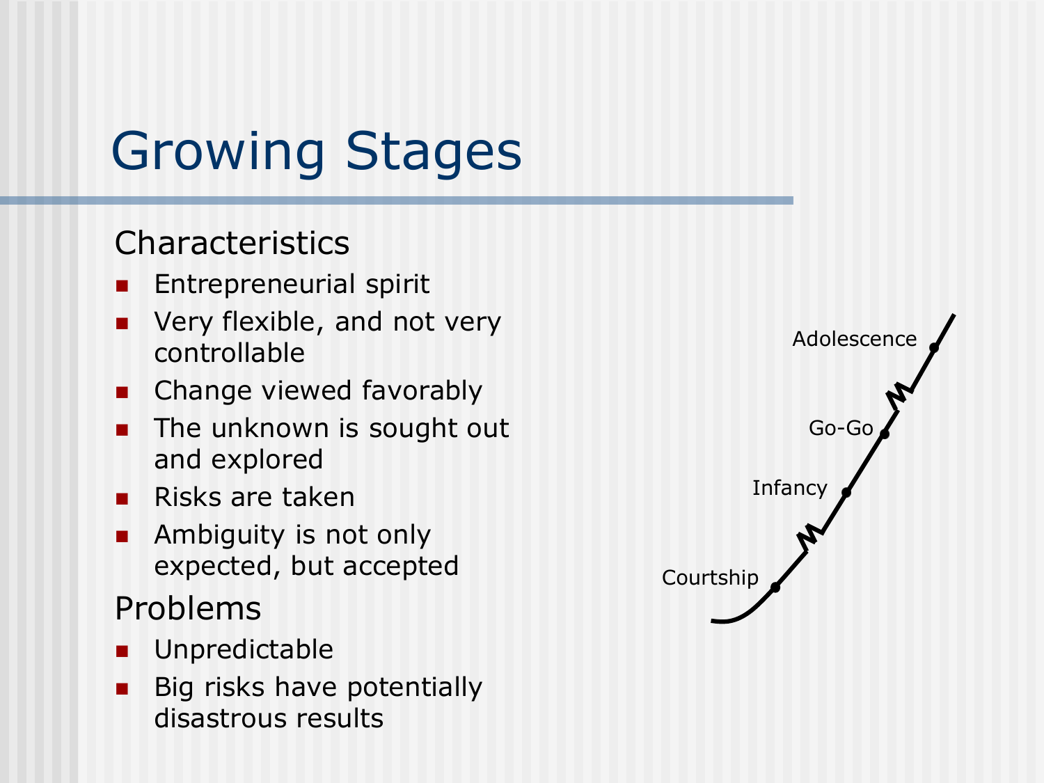# Growing Stages

## Characteristics

- Entrepreneurial spirit
- Very flexible, and not very controllable
- Change viewed favorably
- The unknown is sought out and explored
- Risks are taken
- Ambiguity is not only expected, but accepted

## Problems

- Unpredictable
- Big risks have potentially disastrous results

Adolescence

Go-Go

Infancy

Courtship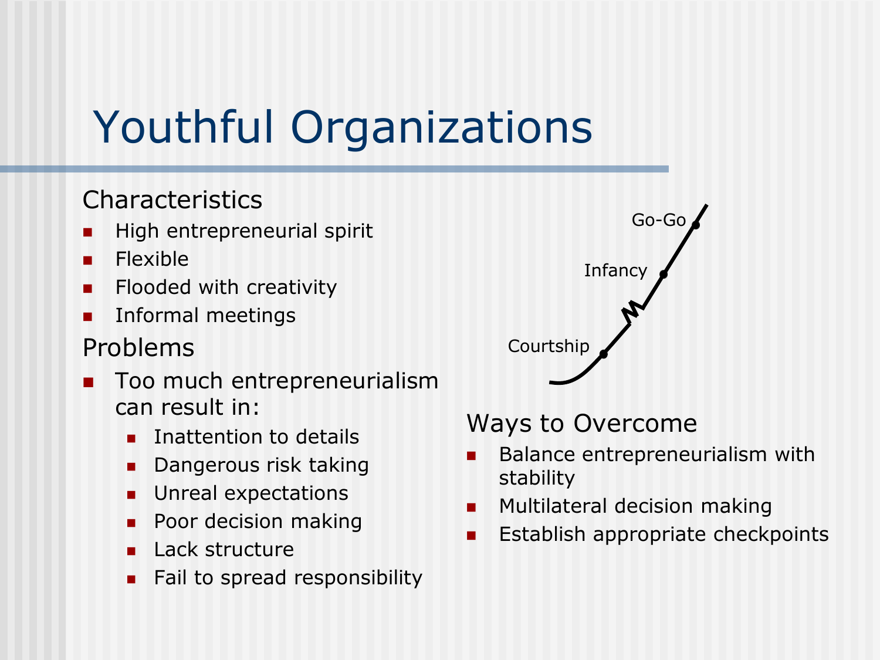# Youthful Organizations

## Characteristics

- High entrepreneurial spirit
- Flexible
- Flooded with creativity
- Informal meetings

## Problems

- Too much entrepreneurialism can result in:
  - Inattention to details
  - Dangerous risk taking
  - Unreal expectations
  - Poor decision making
  - Lack structure
  - Fail to spread responsibility

Go-Go

Infancy

Courtship

## Ways to Overcome

- Balance entrepreneurialism with stability
- Multilateral decision making
- Establish appropriate checkpoints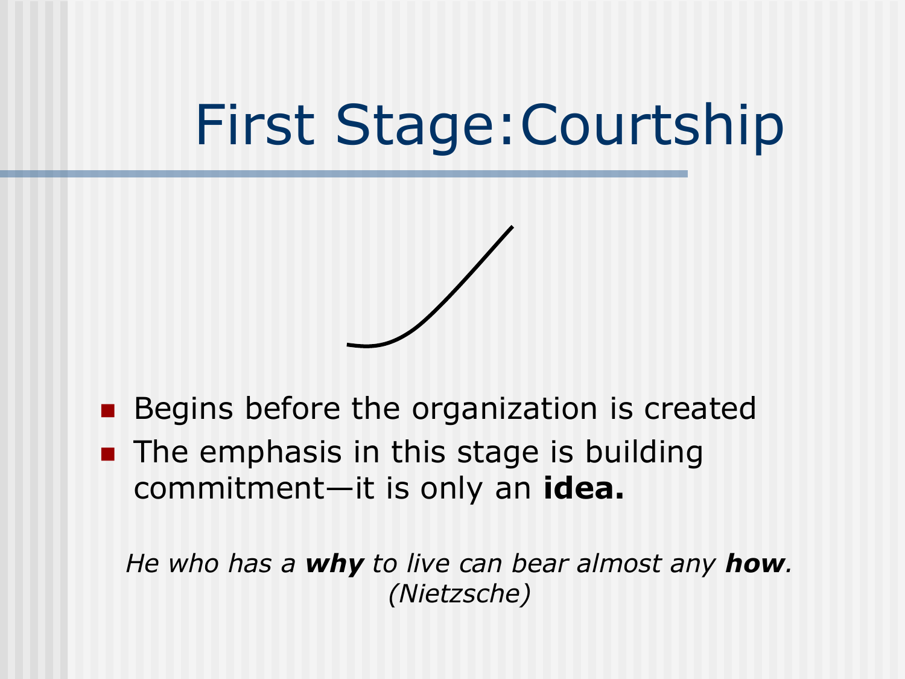# First Stage:Courtship

- Begins before the organization is created
- The emphasis in this stage is building commitment—it is only an **idea.**

*He who has a **why** to live can bear almost any **how**. (Nietzsche)*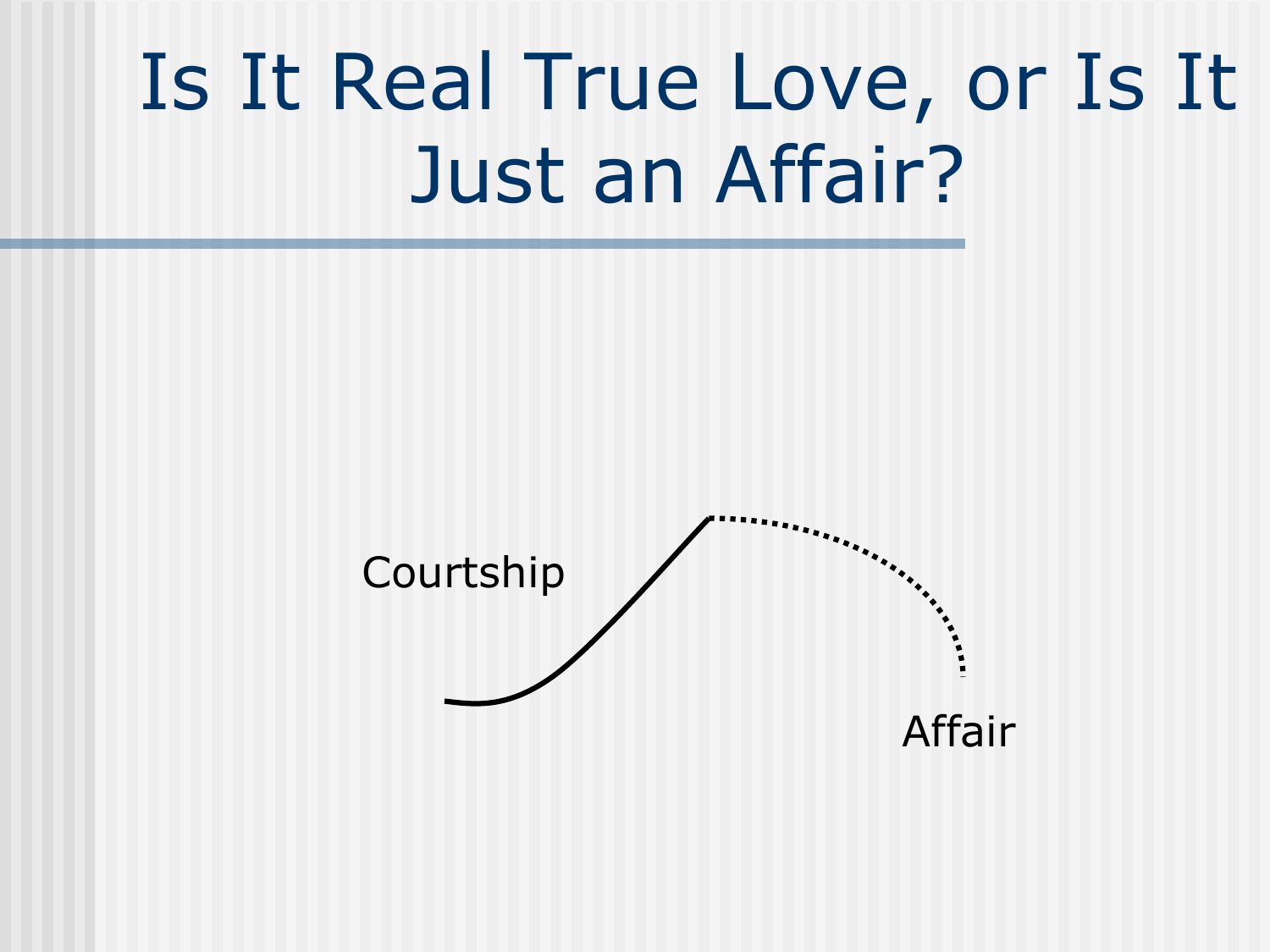# Is It Real True Love, or Is It Just an Affair?

Courtship

Affair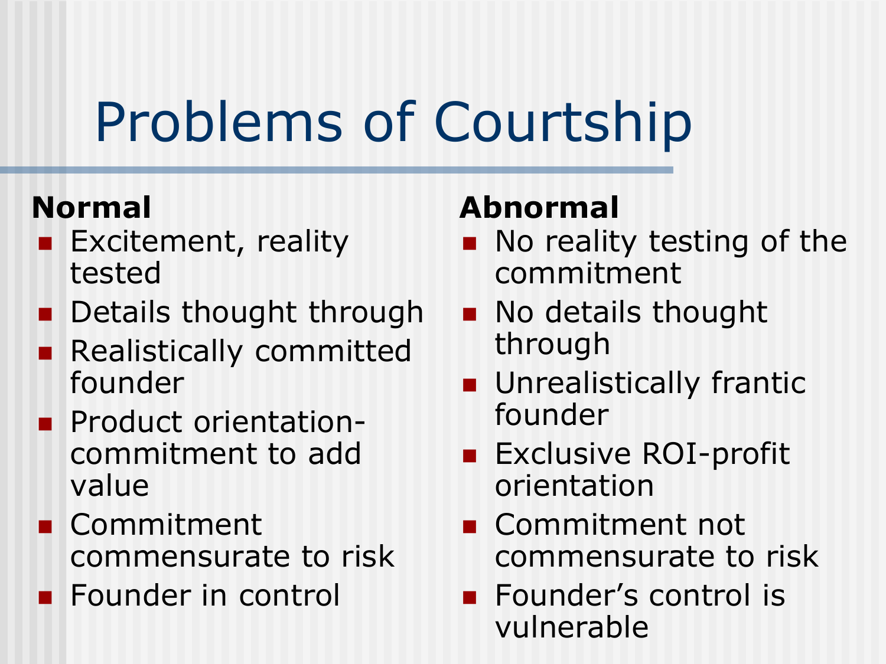# Problems of Courtship

**Normal**

- Excitement, reality tested
- Details thought through
- Realistically committed founder
- Product orientation- commitment to add value
- Commitment commensurate to risk
- Founder in control

**Abnormal**

- No reality testing of the commitment
- No details thought through
- Unrealistically frantic founder
- Exclusive ROI-profit orientation
- Commitment not commensurate to risk
- Founder's control is vulnerable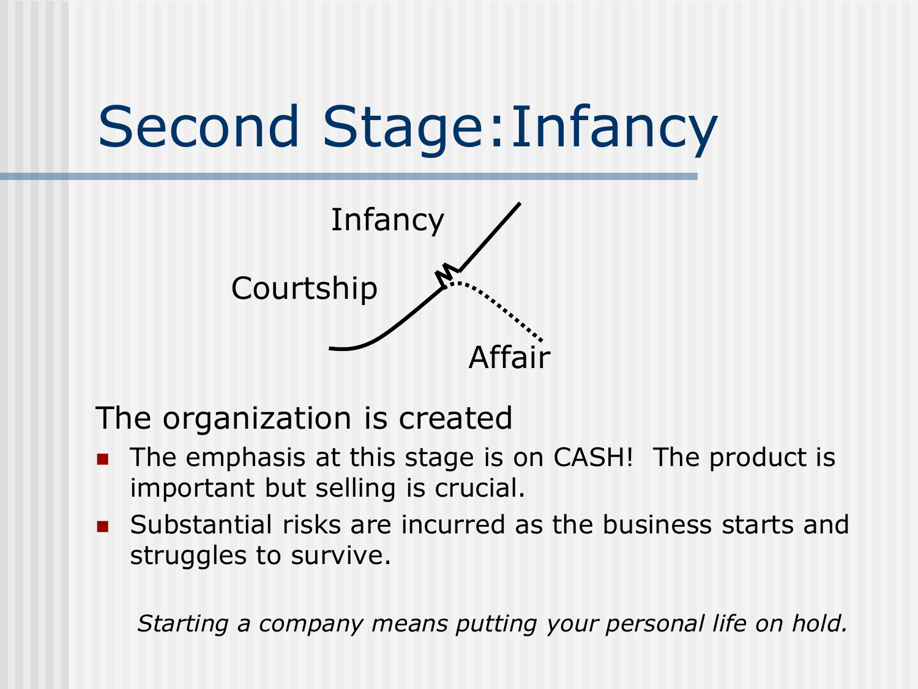# Second Stage:Infancy

Infancy

Courtship

Affair

The organization is created

- The emphasis at this stage is on CASH! The product is important but selling is crucial.
- Substantial risks are incurred as the business starts and struggles to survive.

*Starting a company means putting your personal life on hold.*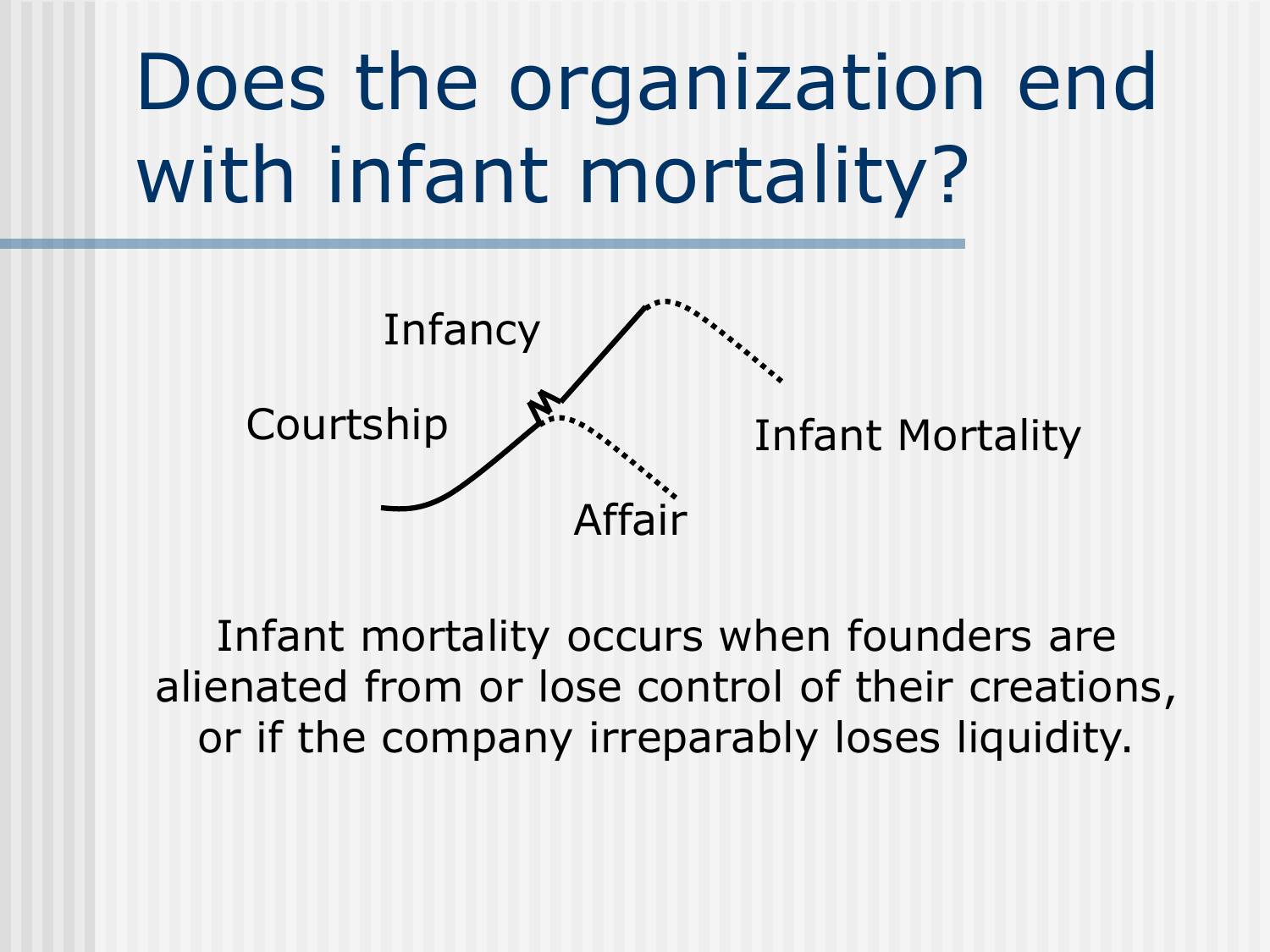# Does the organization end with infant mortality?

Infancy

Courtship

Infant Mortality

Affair

Infant mortality occurs when founders are alienated from or lose control of their creations, or if the company irreparably loses liquidity.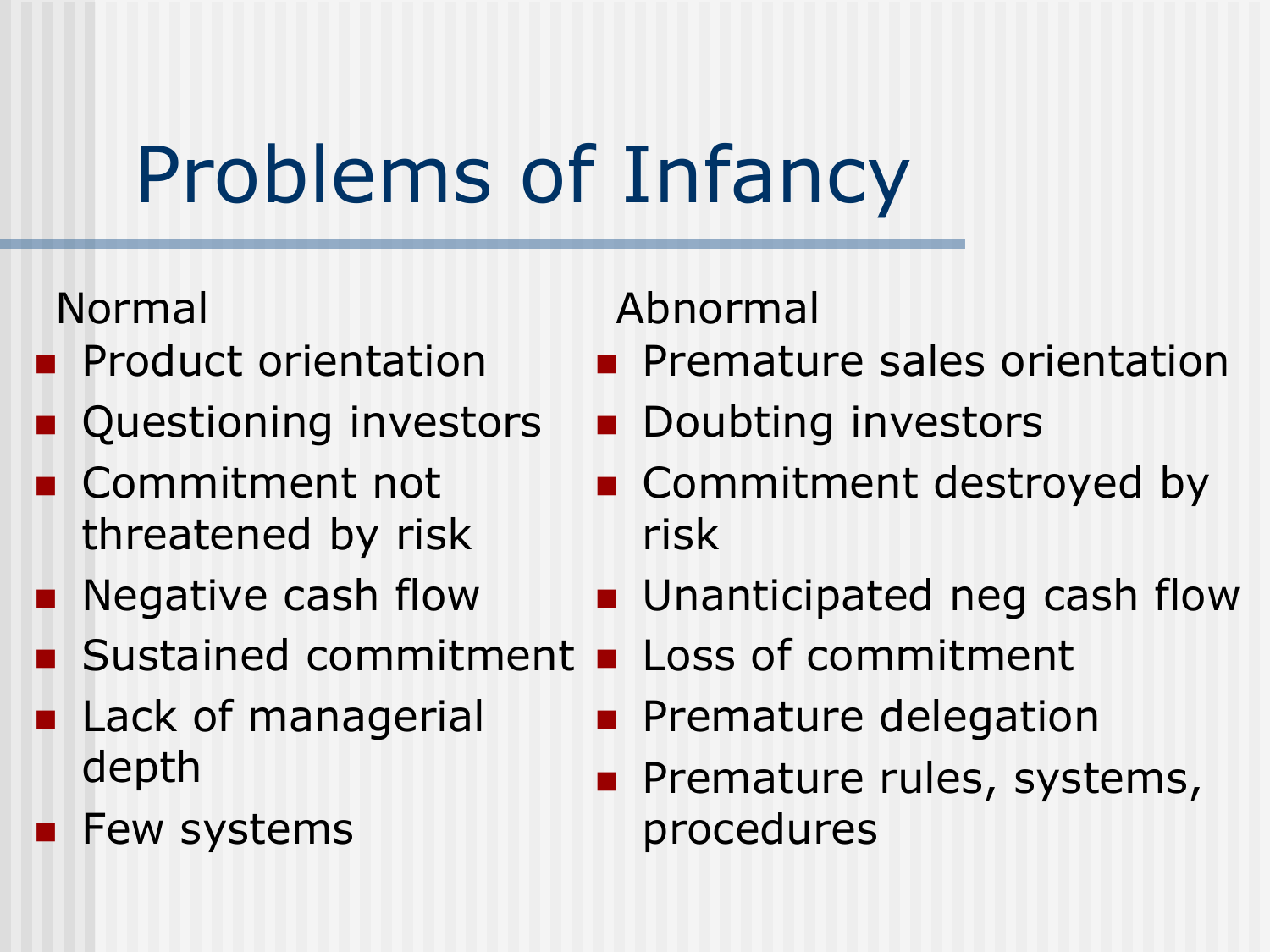# Problems of Infancy

Normal

- Product orientation
- Questioning investors
- Commitment not threatened by risk
- Negative cash flow
- Sustained commitment
- Lack of managerial depth
- Few systems

Abnormal

- Premature sales orientation
- Doubting investors
- Commitment destroyed by risk
- Unanticipated neg cash flow
- Loss of commitment
- Premature delegation
- Premature rules, systems, procedures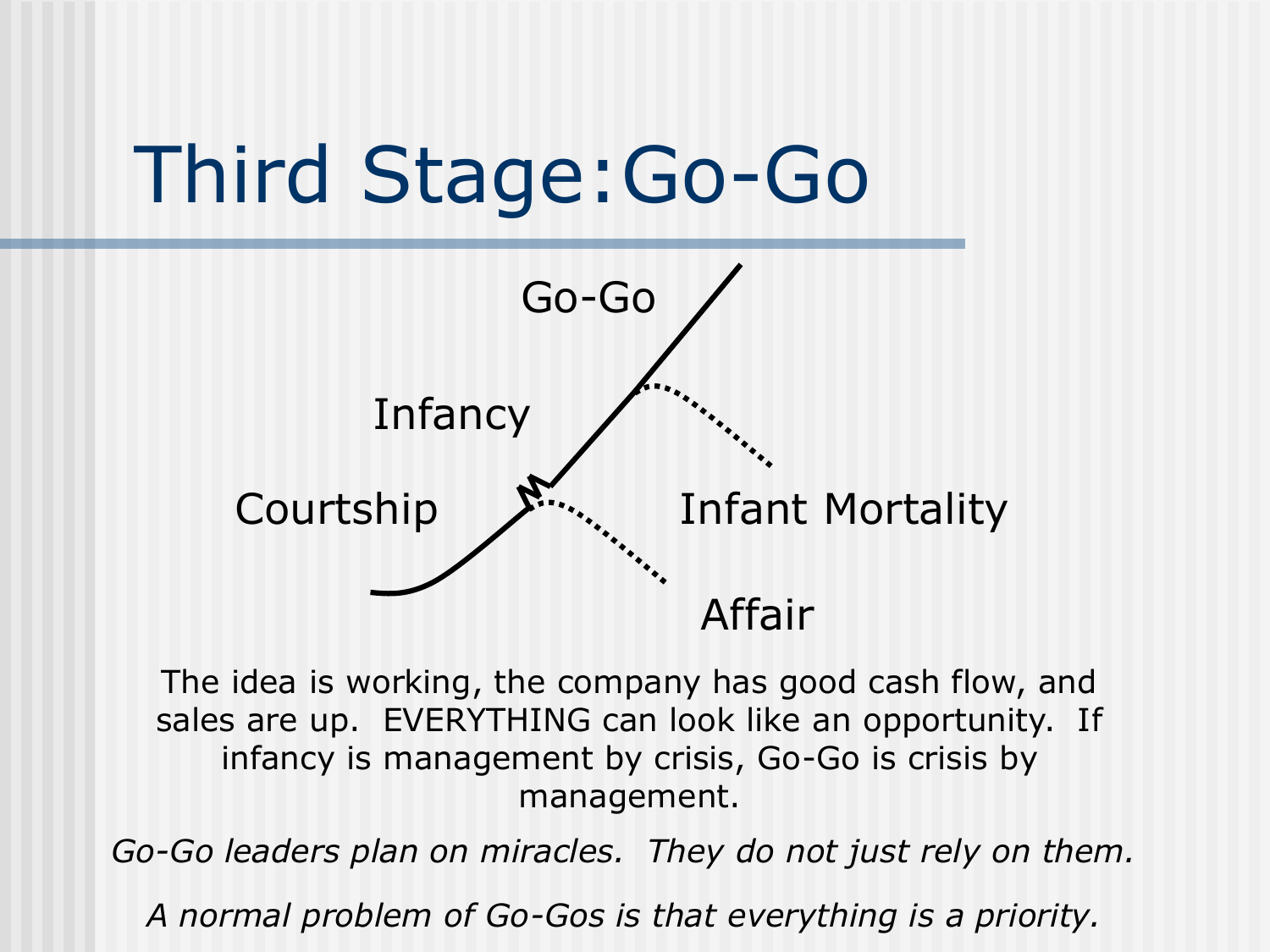# Third Stage:Go-Go

Go-Go

Infancy

Courtship

Infant Mortality

Affair

The idea is working, the company has good cash flow, and sales are up. EVERYTHING can look like an opportunity. If infancy is management by crisis, Go-Go is crisis by management.

*Go-Go leaders plan on miracles. They do not just rely on them.*

*A normal problem of Go-Gos is that everything is a priority.*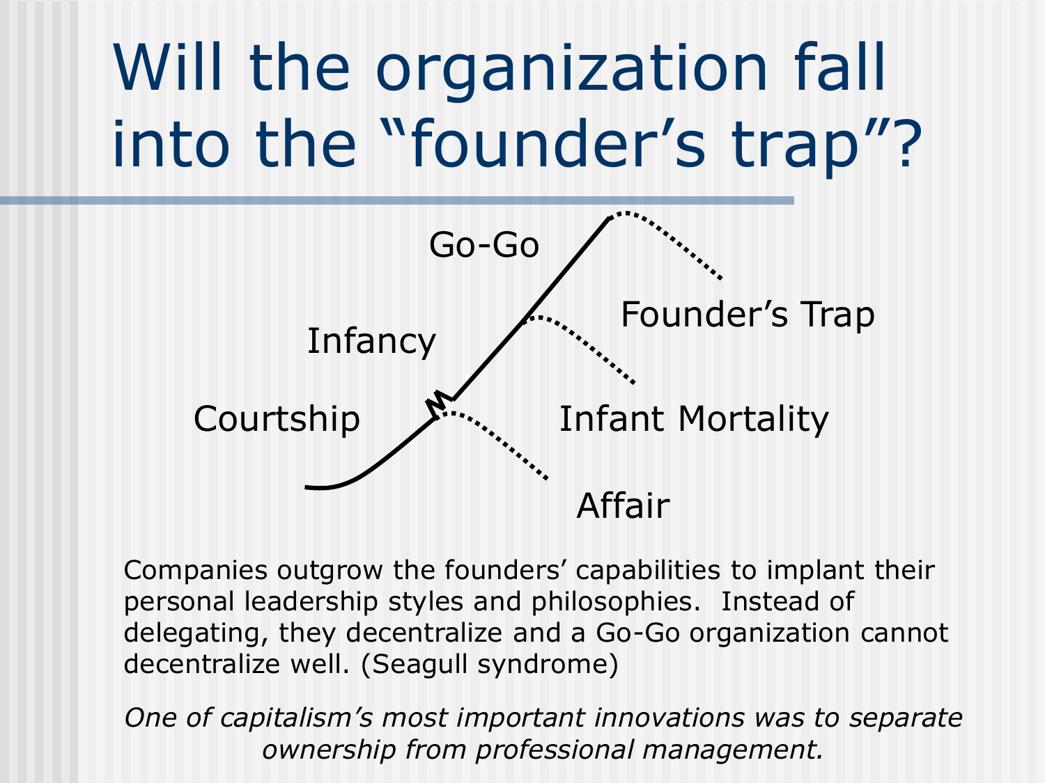# Will the organization fall into the "founder's trap"?

Go-Go

Infancy

Courtship

Founder's Trap

Infant Mortality

Affair

Companies outgrow the founders' capabilities to implant their personal leadership styles and philosophies. Instead of delegating, they decentralize and a Go-Go organization cannot decentralize well. (Seagull syndrome)

*One of capitalism's most important innovations was to separate ownership from professional management.*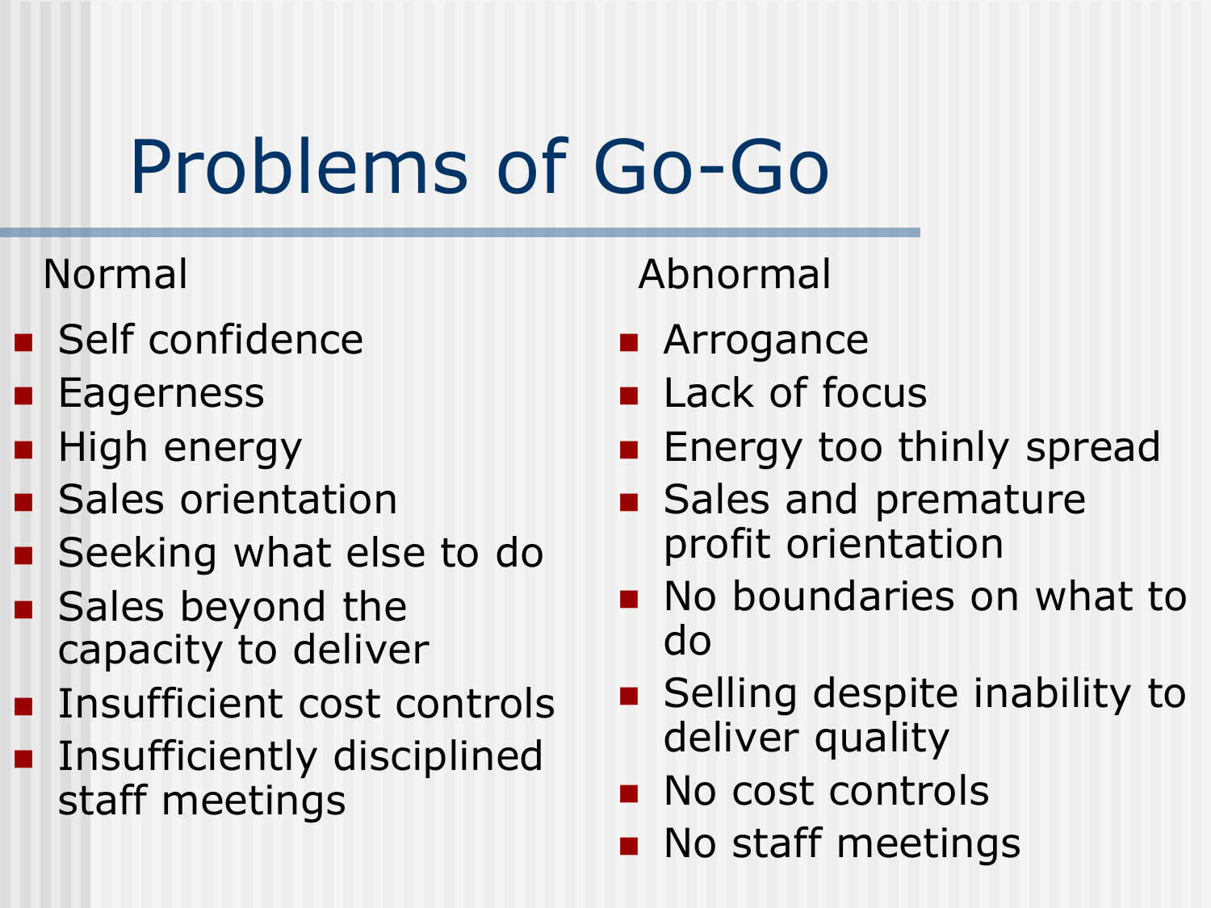# Problems of Go-Go

Normal

- Self confidence
- Eagerness
- High energy
- Sales orientation
- Seeking what else to do
- Sales beyond the capacity to deliver
- Insufficient cost controls
- Insufficiently disciplined staff meetings

Abnormal

- Arrogance
- Lack of focus
- Energy too thinly spread
- Sales and premature profit orientation
- No boundaries on what to do
- Selling despite inability to deliver quality
- No cost controls
- No staff meetings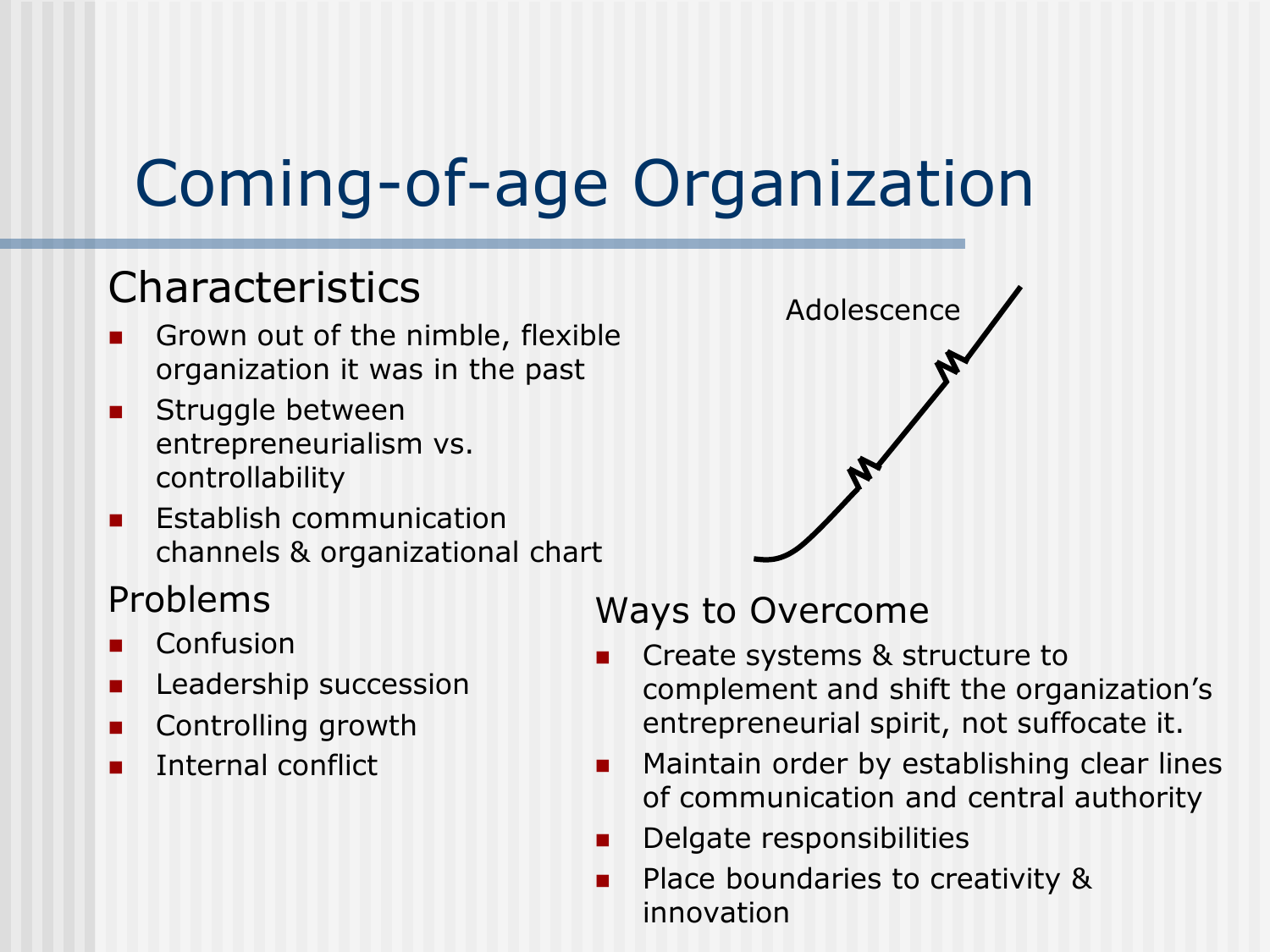# Coming-of-age Organization

## Characteristics

- Grown out of the nimble, flexible organization it was in the past
- Struggle between entrepreneurialism vs. controllability
- Establish communication channels & organizational chart

Adolescence

## Problems

- Confusion
- Leadership succession
- Controlling growth
- Internal conflict

## Ways to Overcome

- Create systems & structure to complement and shift the organization's entrepreneurial spirit, not suffocate it.
- Maintain order by establishing clear lines of communication and central authority
- Delgate responsibilities
- Place boundaries to creativity & innovation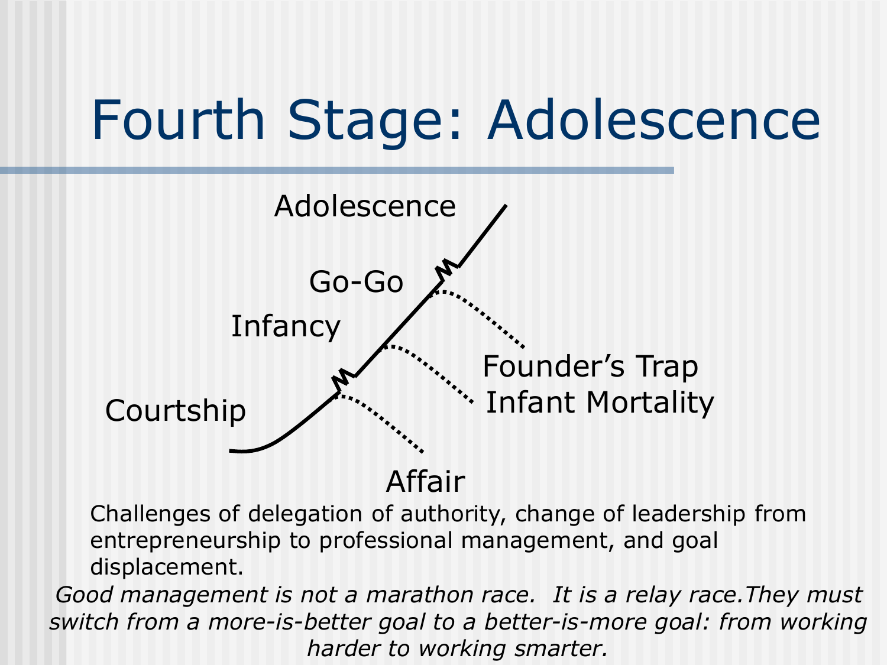# Fourth Stage: Adolescence

Adolescence

Go-Go

Infancy

Courtship

Founder's Trap

Infant Mortality

Affair

Challenges of delegation of authority, change of leadership from entrepreneurship to professional management, and goal displacement.

*Good management is not a marathon race. It is a relay race.They must switch from a more-is-better goal to a better-is-more goal: from working harder to working smarter.*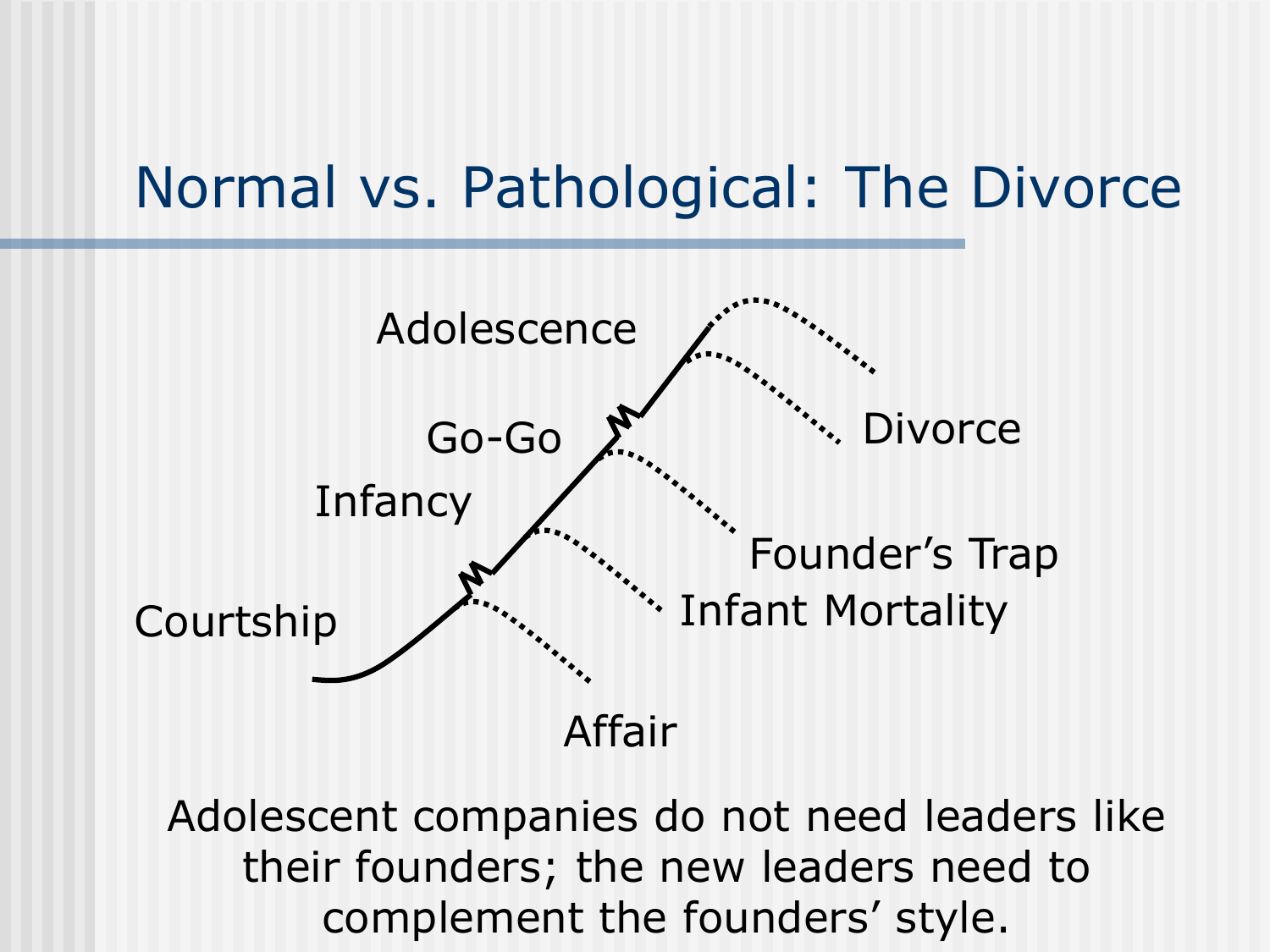# Normal vs. Pathological: The Divorce

Adolescence

Go-Go

Infancy

Courtship

Divorce

Founder's Trap

Infant Mortality

Affair

Adolescent companies do not need leaders like their founders; the new leaders need to complement the founders' style.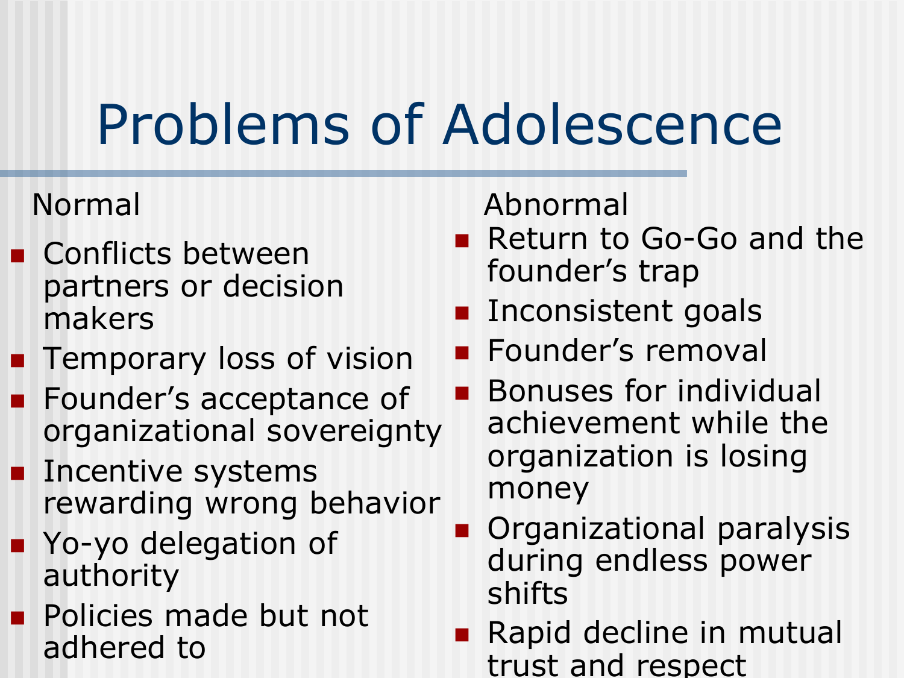# Problems of Adolescence

Normal

- Conflicts between partners or decision makers
- Temporary loss of vision
- Founder's acceptance of organizational sovereignty
- Incentive systems rewarding wrong behavior
- Yo-yo delegation of authority
- Policies made but not adhered to

Abnormal

- Return to Go-Go and the founder's trap
- Inconsistent goals
- Founder's removal
- Bonuses for individual achievement while the organization is losing money
- Organizational paralysis during endless power shifts
- Rapid decline in mutual trust and respect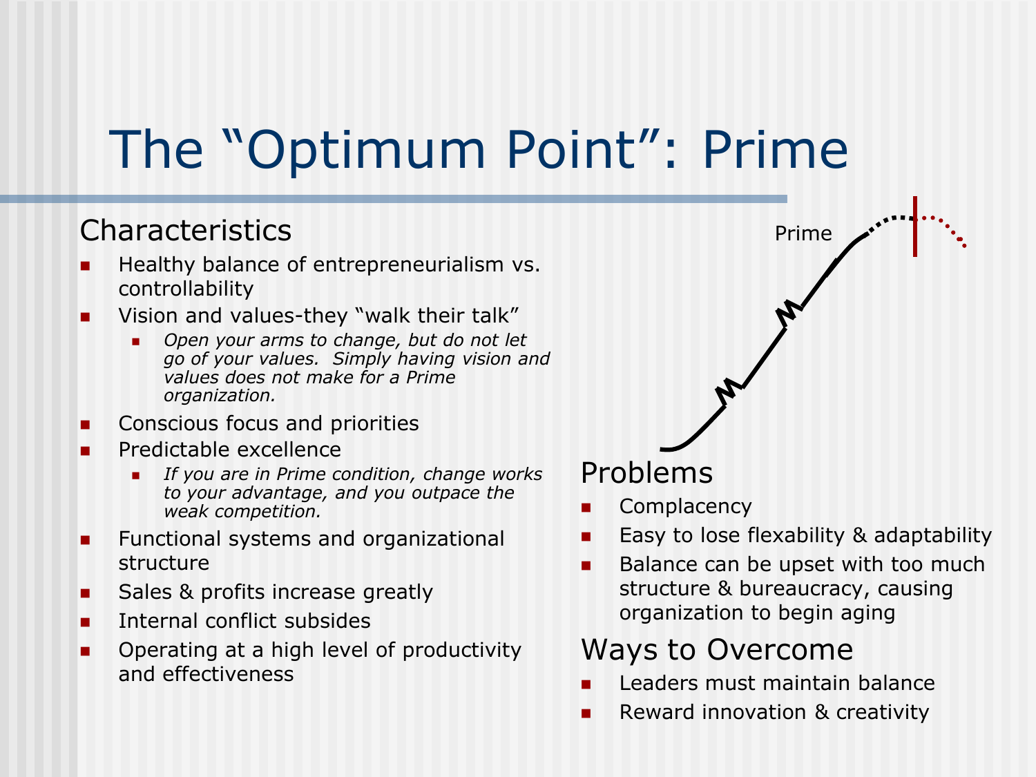# The "Optimum Point": Prime

## Characteristics

- Healthy balance of entrepreneurialism vs. controllability
- Vision and values-they "walk their talk"
  - *Open your arms to change, but do not let go of your values. Simply having vision and values does not make for a Prime organization.*
- Conscious focus and priorities
- Predictable excellence
  - *If you are in Prime condition, change works to your advantage, and you outpace the weak competition.*
- Functional systems and organizational structure
- Sales & profits increase greatly
- Internal conflict subsides
- Operating at a high level of productivity and effectiveness

Prime

## Problems

- Complacency
- Easy to lose flexability & adaptability
- Balance can be upset with too much structure & bureaucracy, causing organization to begin aging

## Ways to Overcome

- Leaders must maintain balance
- Reward innovation & creativity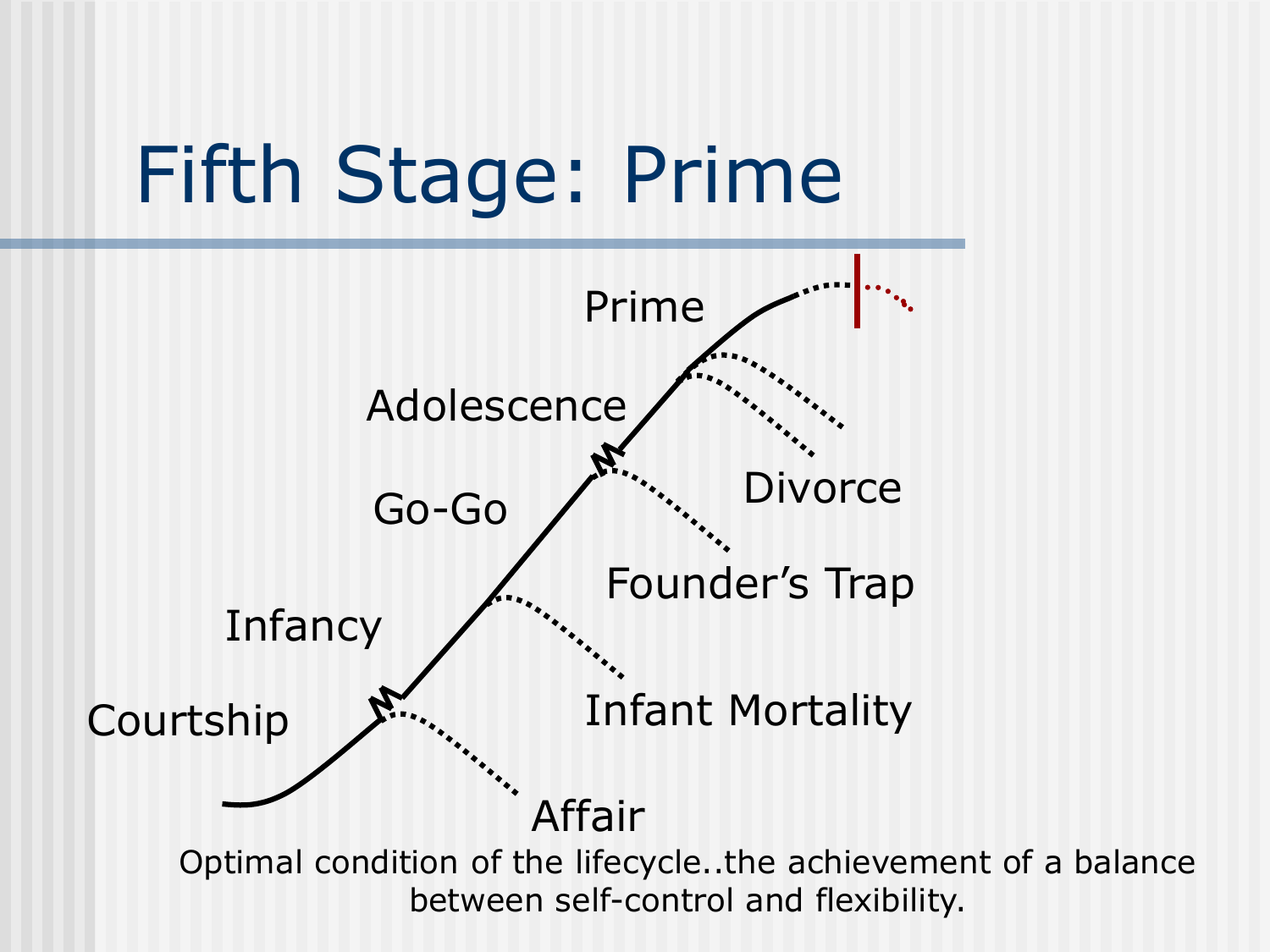# Fifth Stage: Prime

Prime

Adolescence

Go-Go

Infancy

Courtship

Divorce

Founder's Trap

Infant Mortality

Affair

Optimal condition of the lifecycle..the achievement of a balance between self-control and flexibility.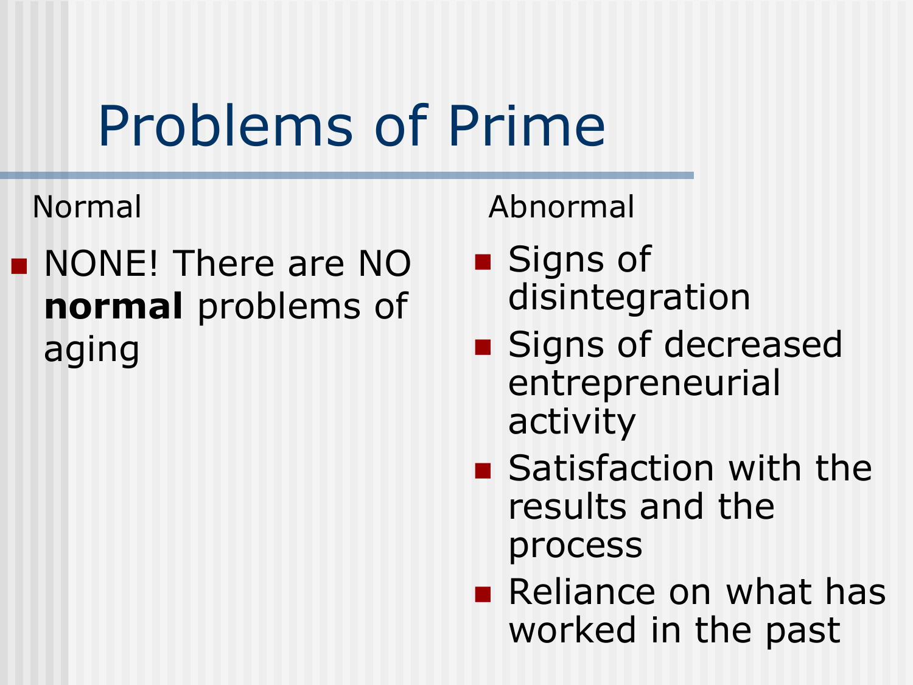# Problems of Prime

Normal

- NONE! There are NO **normal** problems of aging

Abnormal

- Signs of disintegration
- Signs of decreased entrepreneurial activity
- Satisfaction with the results and the process
- Reliance on what has worked in the past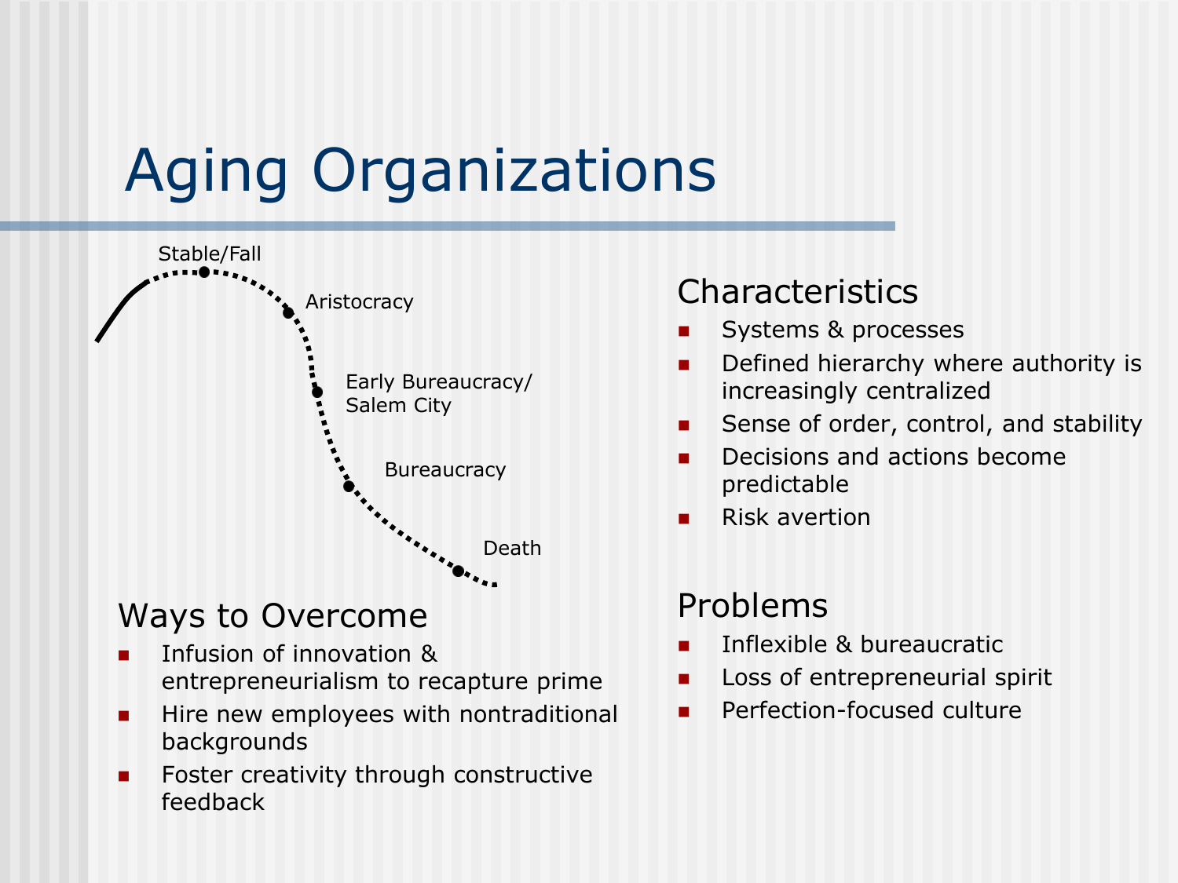# Aging Organizations

Stable/Fall

Aristocracy

Early Bureaucracy/
Salem City

Bureaucracy

Death

## Ways to Overcome

- Infusion of innovation & entrepreneurialism to recapture prime
- Hire new employees with nontraditional backgrounds
- Foster creativity through constructive feedback

## Characteristics

- Systems & processes
- Defined hierarchy where authority is increasingly centralized
- Sense of order, control, and stability
- Decisions and actions become predictable
- Risk avertion

## Problems

- Inflexible & bureaucratic
- Loss of entrepreneurial spirit
- Perfection-focused culture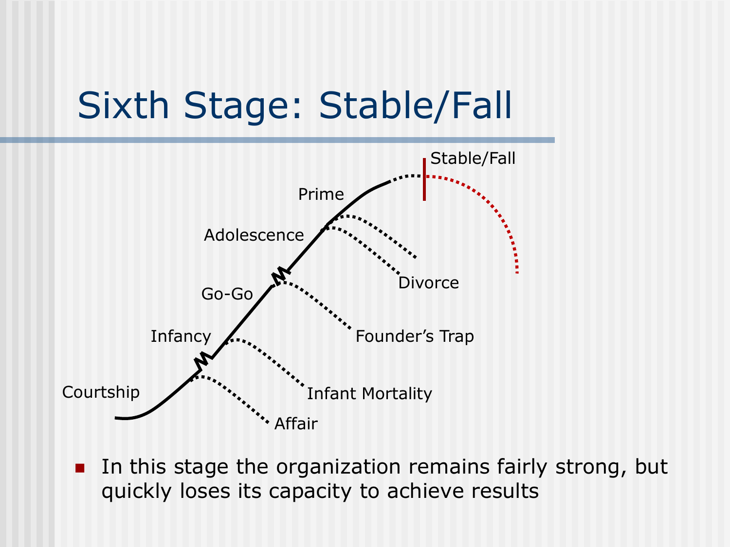# Sixth Stage: Stable/Fall

Courtship

Infancy

Go-Go

Adolescence

Prime

Stable/Fall

Affair

Infant Mortality

Founder's Trap

Divorce

- In this stage the organization remains fairly strong, but quickly loses its capacity to achieve results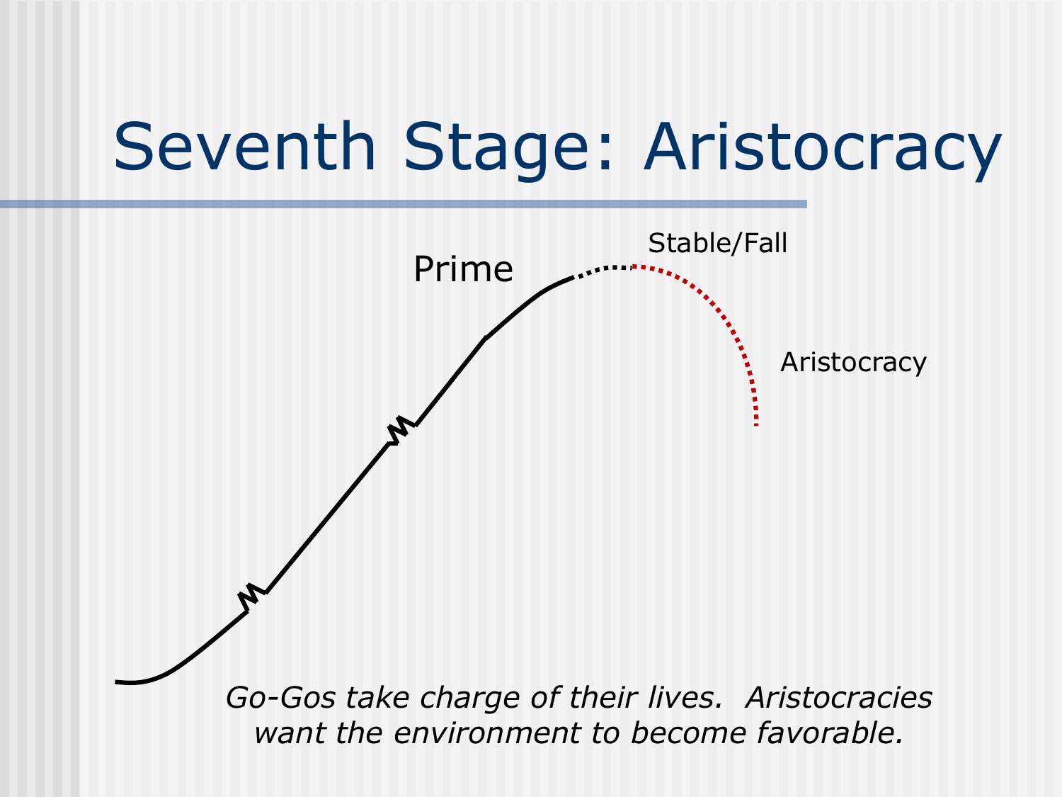# Seventh Stage: Aristocracy

Prime

Stable/Fall

Aristocracy

*Go-Gos take charge of their lives. Aristocracies want the environment to become favorable.*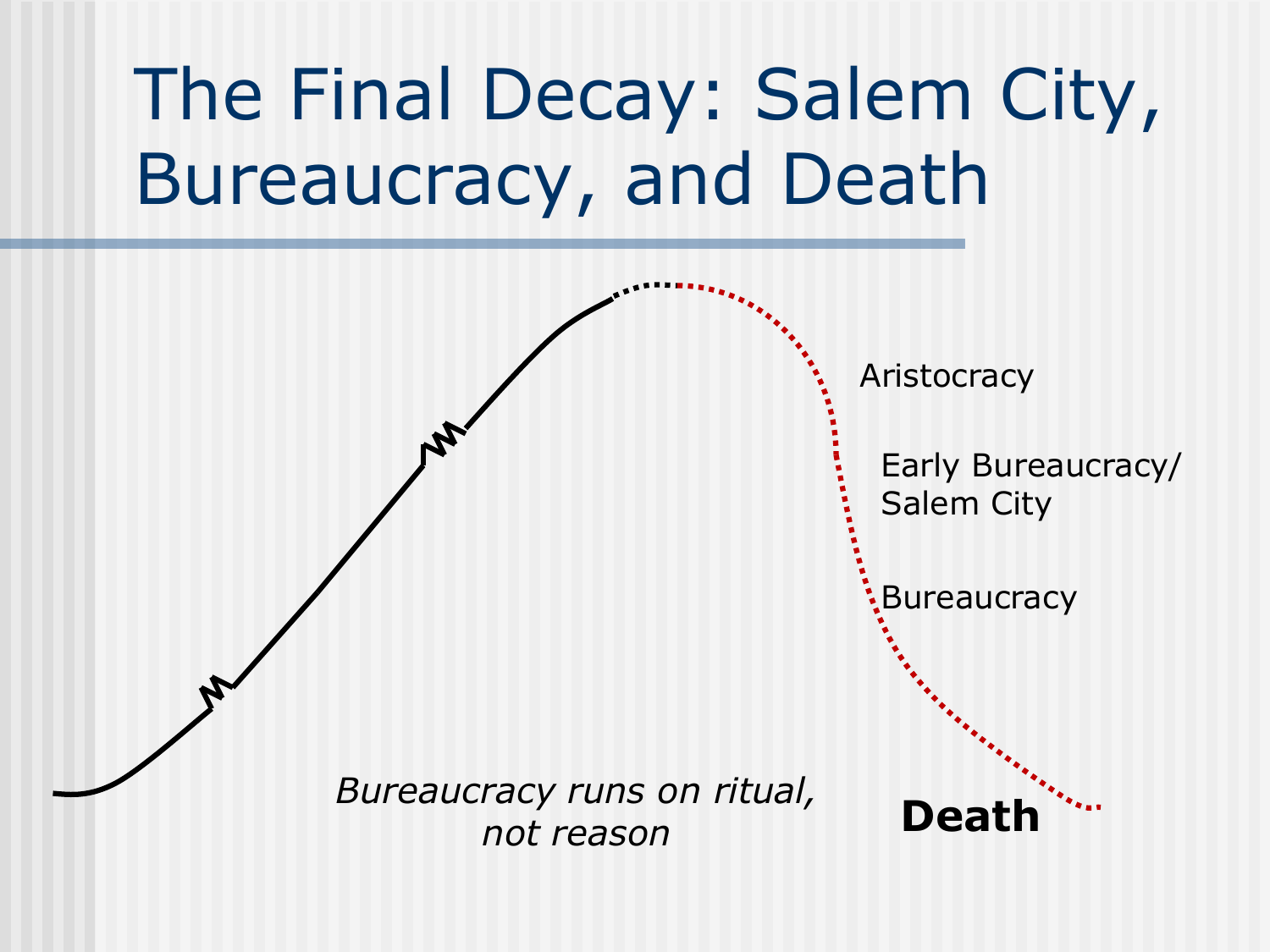# The Final Decay: Salem City, Bureaucracy, and Death

Aristocracy

Early Bureaucracy/
Salem City

Bureaucracy

*Bureaucracy runs on ritual, not reason*

**Death**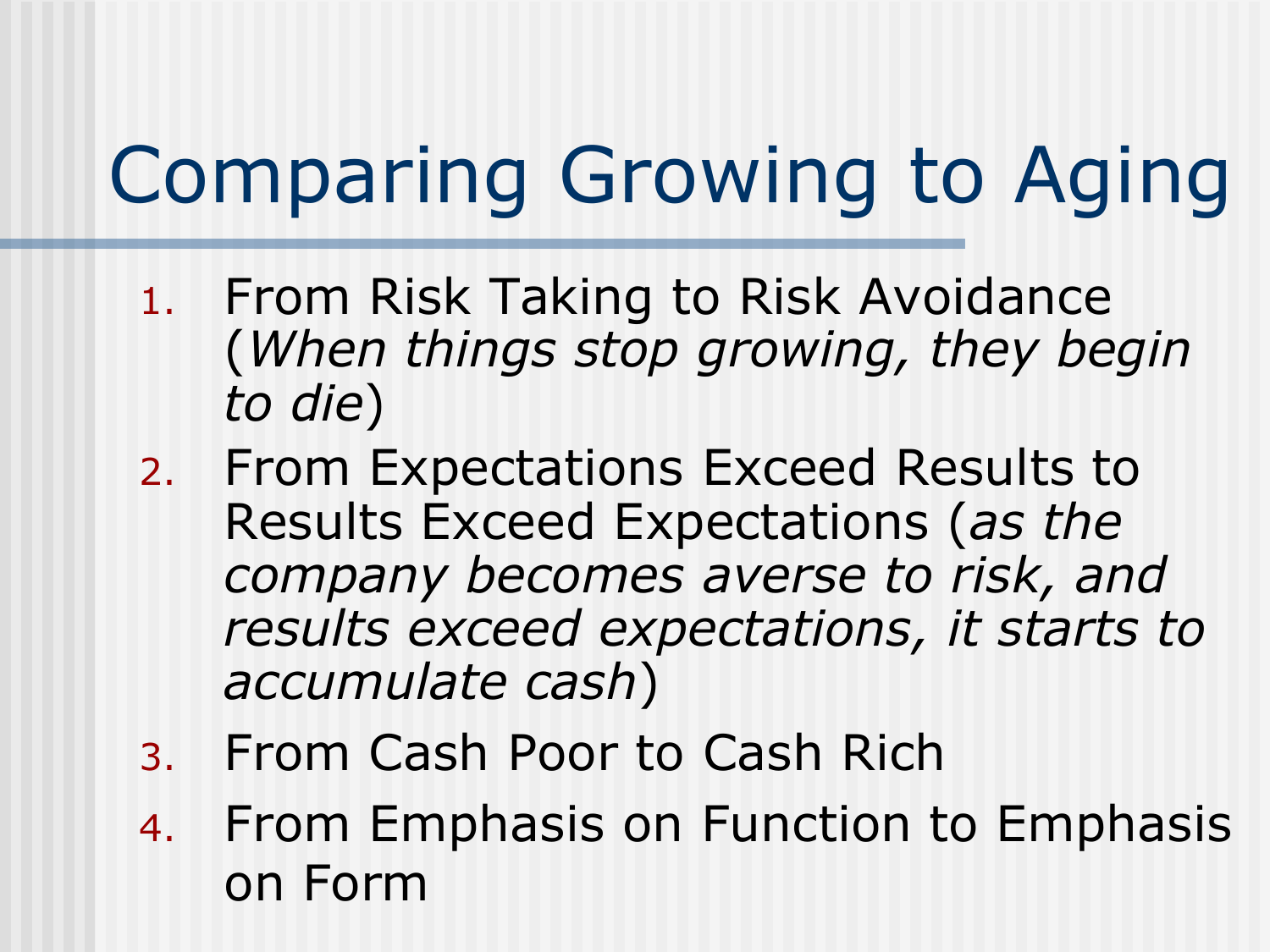# Comparing Growing to Aging

1. From Risk Taking to Risk Avoidance (*When things stop growing, they begin to die*)
2. From Expectations Exceed Results to Results Exceed Expectations (*as the company becomes averse to risk, and results exceed expectations, it starts to accumulate cash*)
3. From Cash Poor to Cash Rich
4. From Emphasis on Function to Emphasis on Form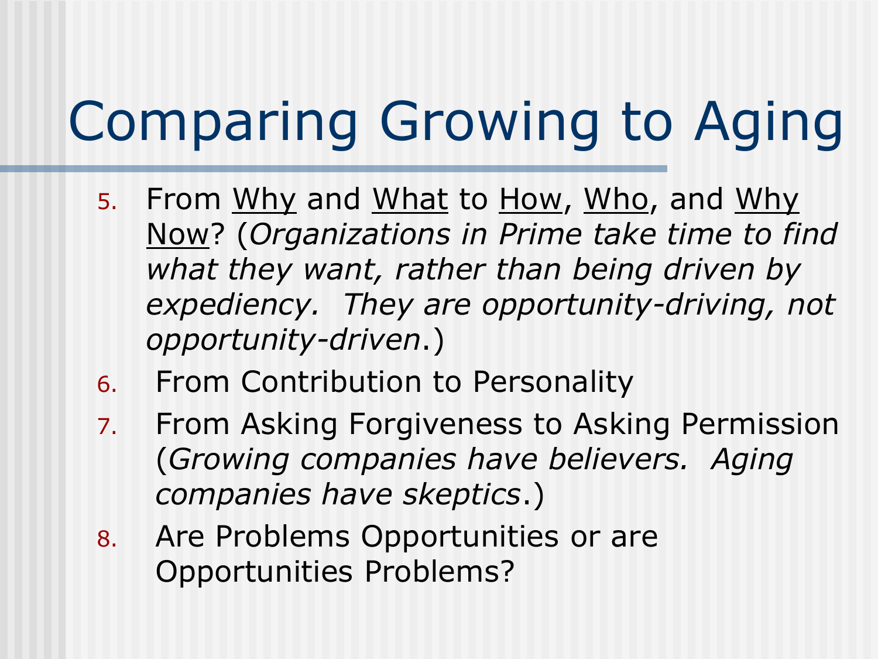# Comparing Growing to Aging

5. From <u>Why</u> and <u>What</u> to <u>How</u>, <u>Who</u>, and <u>Why Now</u>? (*Organizations in Prime take time to find what they want, rather than being driven by expediency. They are opportunity-driving, not opportunity-driven*.)
6. From Contribution to Personality
7. From Asking Forgiveness to Asking Permission (*Growing companies have believers. Aging companies have skeptics*.)
8. Are Problems Opportunities or are Opportunities Problems?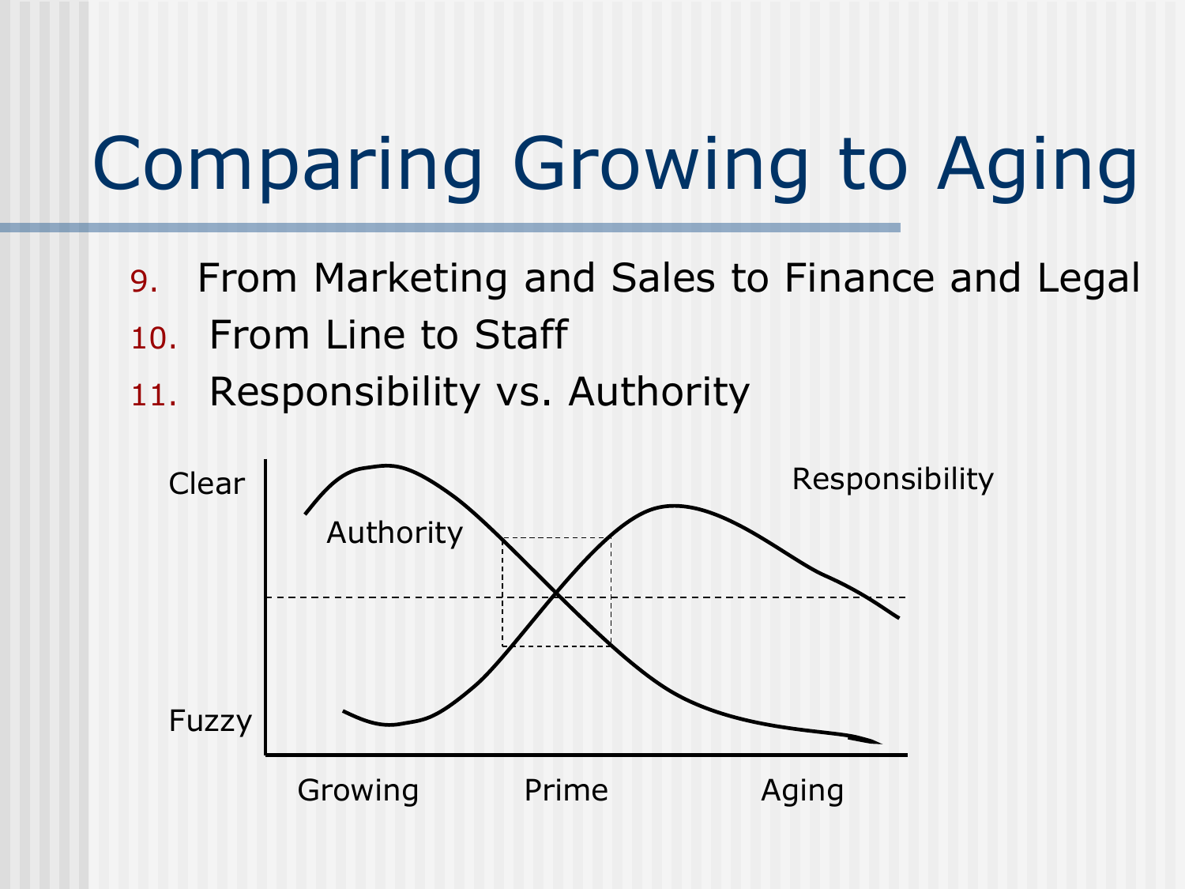# Comparing Growing to Aging

9. From Marketing and Sales to Finance and Legal
10. From Line to Staff
11. Responsibility vs. Authority

Clear

Fuzzy

Authority

Responsibility

Growing    Prime    Aging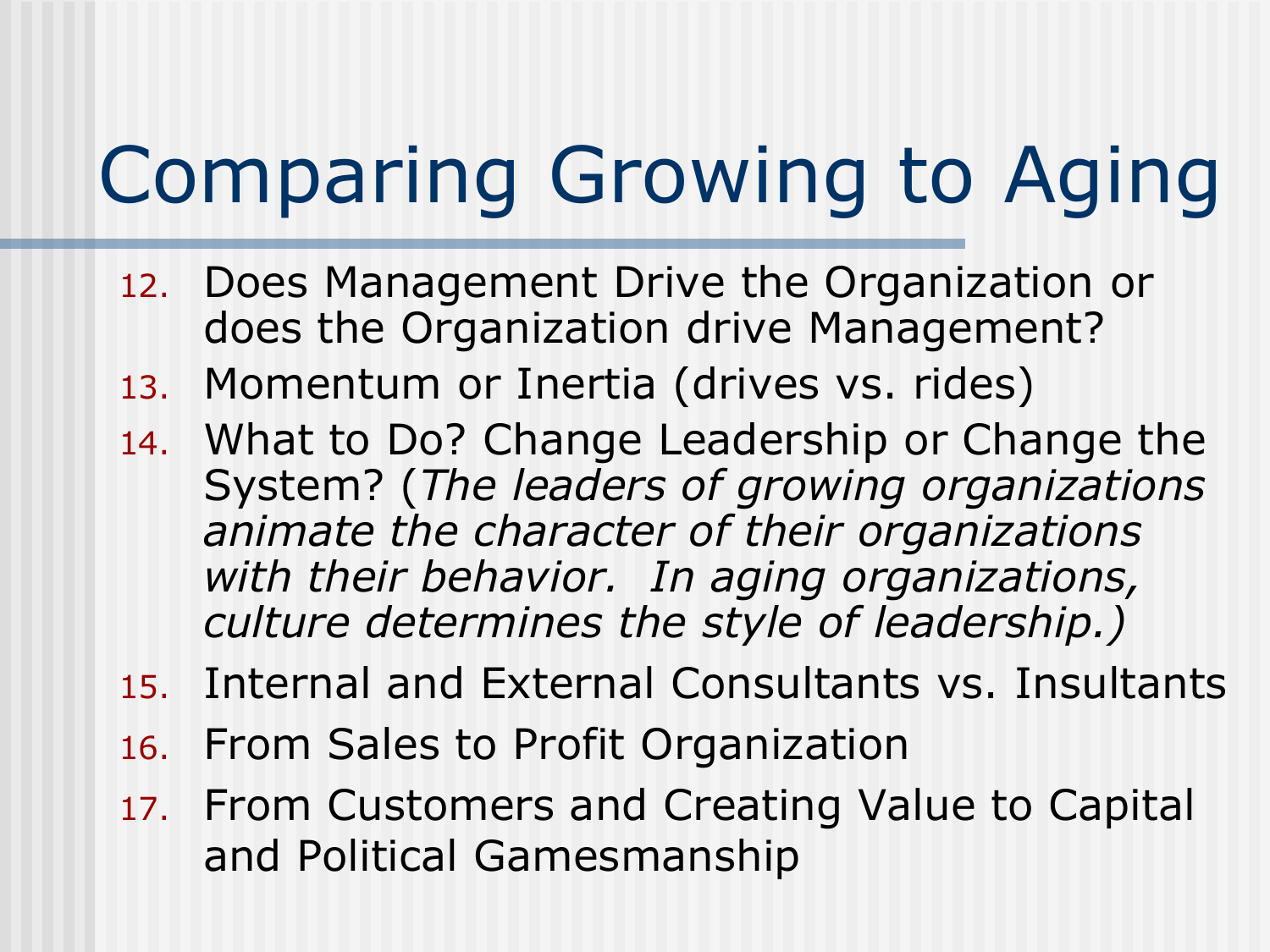# Comparing Growing to Aging

12. Does Management Drive the Organization or does the Organization drive Management?
13. Momentum or Inertia (drives vs. rides)
14. What to Do? Change Leadership or Change the System? (*The leaders of growing organizations animate the character of their organizations with their behavior. In aging organizations, culture determines the style of leadership.)*
15. Internal and External Consultants vs. Insultants
16. From Sales to Profit Organization
17. From Customers and Creating Value to Capital and Political Gamesmanship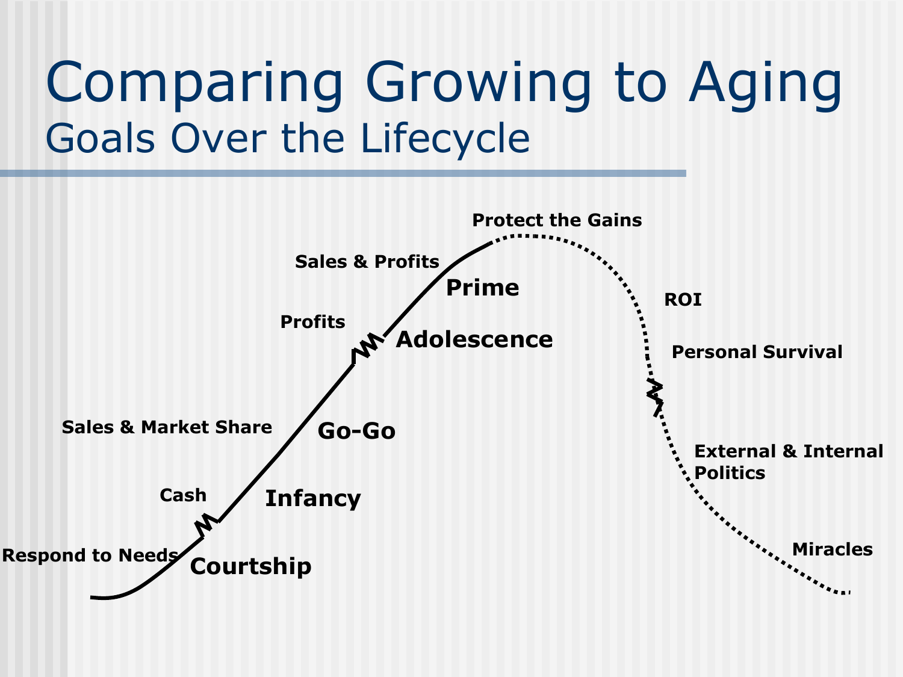# Comparing Growing to Aging

## Goals Over the Lifecycle

- **Courtship**: Respond to Needs
- **Infancy**: Cash
- **Go-Go**: Sales & Market Share
- **Adolescence**: Profits
- **Prime**: Sales & Profits
- Protect the Gains
- ROI
- Personal Survival
- External & Internal Politics
- Miracles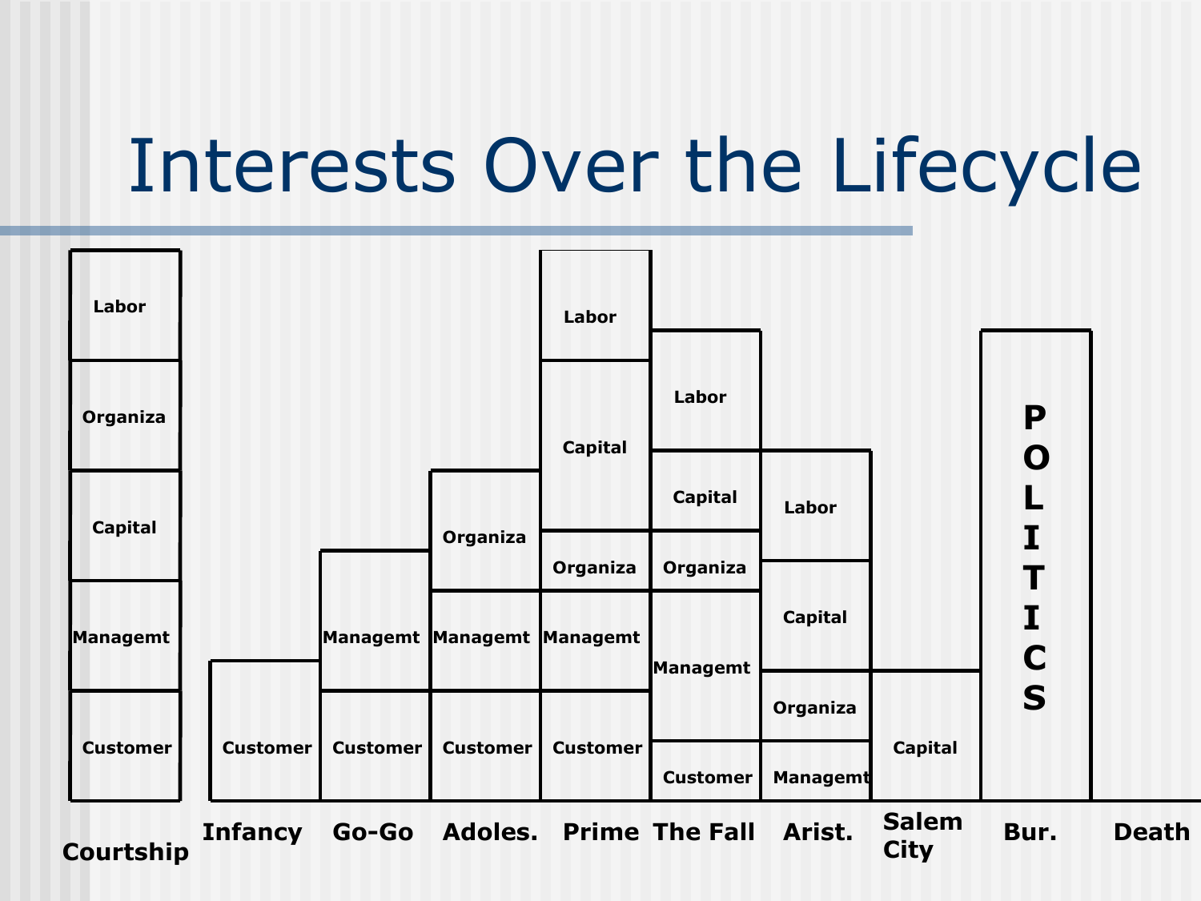# Interests Over the Lifecycle

Labor
Organiza
Capital
Managemt
Customer
Courtship

Customer
Infancy

Managemt
Customer
Go-Go

Organiza
Managemt
Customer
Adoles.

Labor
Capital
Organiza
Managemt
Customer
Prime

Labor
Capital
Organiza
Managemt
Customer
The Fall

Labor
Capital
Organiza
Managemt
Arist.

Capital
Salem City

POLITICS
Bur.

Death